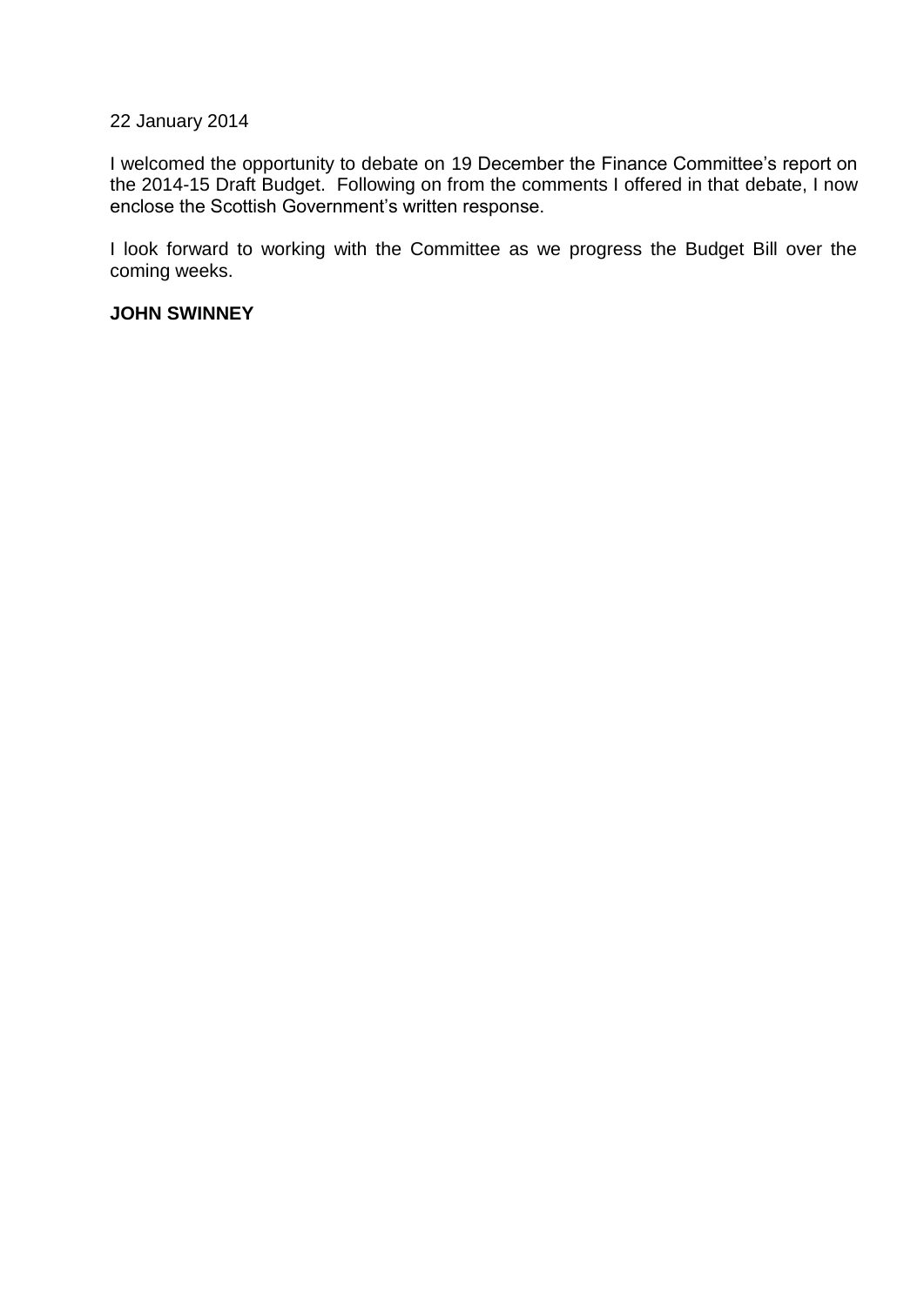22 January 2014

I welcomed the opportunity to debate on 19 December the Finance Committee's report on the 2014-15 Draft Budget. Following on from the comments I offered in that debate, I now enclose the Scottish Government's written response.

I look forward to working with the Committee as we progress the Budget Bill over the coming weeks.

**JOHN SWINNEY**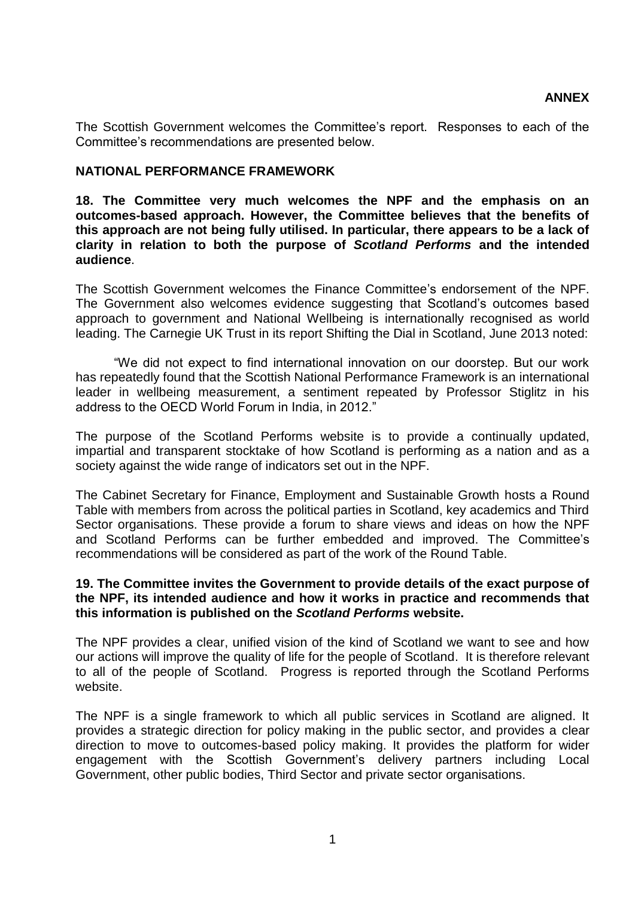**ANNEX**

The Scottish Government welcomes the Committee's report. Responses to each of the Committee's recommendations are presented below.

## NATIONAL PERFORMANCE FRAMEWORK

**18. The Committee very much welcomes the NPF and the emphasis on an outcomes-based approach. However, the Committee believes that the benefits of this approach are not being fully utilised. In particular, there appears to be a lack of clarity in relation to both the purpose of *Scotland Performs* and the intended audience**.

The Scottish Government welcomes the Finance Committee's endorsement of the NPF. The Government also welcomes evidence suggesting that Scotland's outcomes based approach to government and National Wellbeing is internationally recognised as world leading. The Carnegie UK Trust in its report Shifting the Dial in Scotland, June 2013 noted:

> "We did not expect to find international innovation on our doorstep. But our work has repeatedly found that the Scottish National Performance Framework is an international leader in wellbeing measurement, a sentiment repeated by Professor Stiglitz in his address to the OECD World Forum in India, in 2012."

The purpose of the Scotland Performs website is to provide a continually updated, impartial and transparent stocktake of how Scotland is performing as a nation and as a society against the wide range of indicators set out in the NPF.

The Cabinet Secretary for Finance, Employment and Sustainable Growth hosts a Round Table with members from across the political parties in Scotland, key academics and Third Sector organisations. These provide a forum to share views and ideas on how the NPF and Scotland Performs can be further embedded and improved. The Committee's recommendations will be considered as part of the work of the Round Table.

**19. The Committee invites the Government to provide details of the exact purpose of the NPF, its intended audience and how it works in practice and recommends that this information is published on the *Scotland Performs* website.**

The NPF provides a clear, unified vision of the kind of Scotland we want to see and how our actions will improve the quality of life for the people of Scotland. It is therefore relevant to all of the people of Scotland. Progress is reported through the Scotland Performs website.

The NPF is a single framework to which all public services in Scotland are aligned. It provides a strategic direction for policy making in the public sector, and provides a clear direction to move to outcomes-based policy making. It provides the platform for wider engagement with the Scottish Government's delivery partners including Local Government, other public bodies, Third Sector and private sector organisations.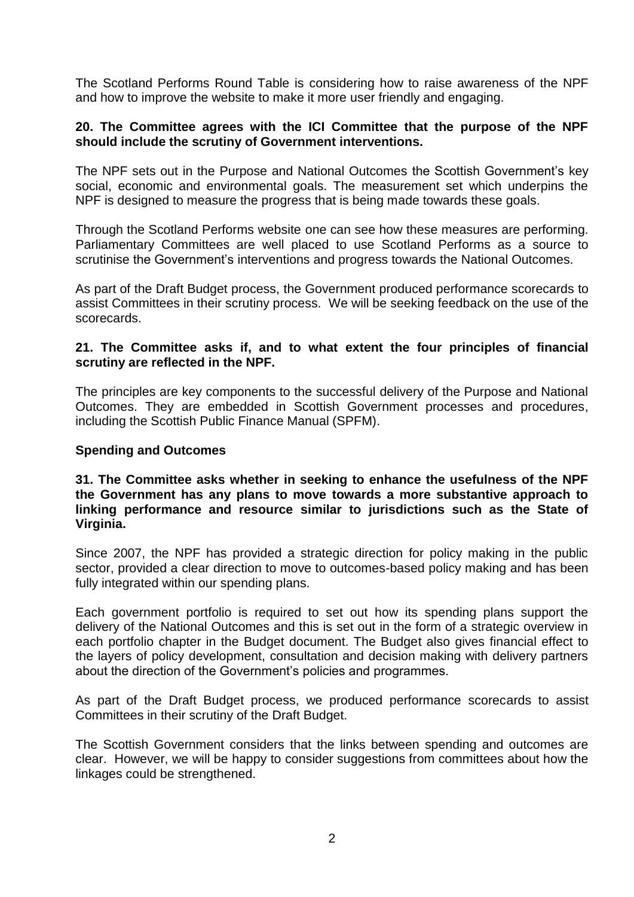The Scotland Performs Round Table is considering how to raise awareness of the NPF and how to improve the website to make it more user friendly and engaging.

**20. The Committee agrees with the ICI Committee that the purpose of the NPF should include the scrutiny of Government interventions.**

The NPF sets out in the Purpose and National Outcomes the Scottish Government's key social, economic and environmental goals. The measurement set which underpins the NPF is designed to measure the progress that is being made towards these goals.

Through the Scotland Performs website one can see how these measures are performing. Parliamentary Committees are well placed to use Scotland Performs as a source to scrutinise the Government's interventions and progress towards the National Outcomes.

As part of the Draft Budget process, the Government produced performance scorecards to assist Committees in their scrutiny process. We will be seeking feedback on the use of the scorecards.

**21. The Committee asks if, and to what extent the four principles of financial scrutiny are reflected in the NPF.**

The principles are key components to the successful delivery of the Purpose and National Outcomes. They are embedded in Scottish Government processes and procedures, including the Scottish Public Finance Manual (SPFM).

**Spending and Outcomes**

**31. The Committee asks whether in seeking to enhance the usefulness of the NPF the Government has any plans to move towards a more substantive approach to linking performance and resource similar to jurisdictions such as the State of Virginia.**

Since 2007, the NPF has provided a strategic direction for policy making in the public sector, provided a clear direction to move to outcomes-based policy making and has been fully integrated within our spending plans.

Each government portfolio is required to set out how its spending plans support the delivery of the National Outcomes and this is set out in the form of a strategic overview in each portfolio chapter in the Budget document. The Budget also gives financial effect to the layers of policy development, consultation and decision making with delivery partners about the direction of the Government's policies and programmes.

As part of the Draft Budget process, we produced performance scorecards to assist Committees in their scrutiny of the Draft Budget.

The Scottish Government considers that the links between spending and outcomes are clear. However, we will be happy to consider suggestions from committees about how the linkages could be strengthened.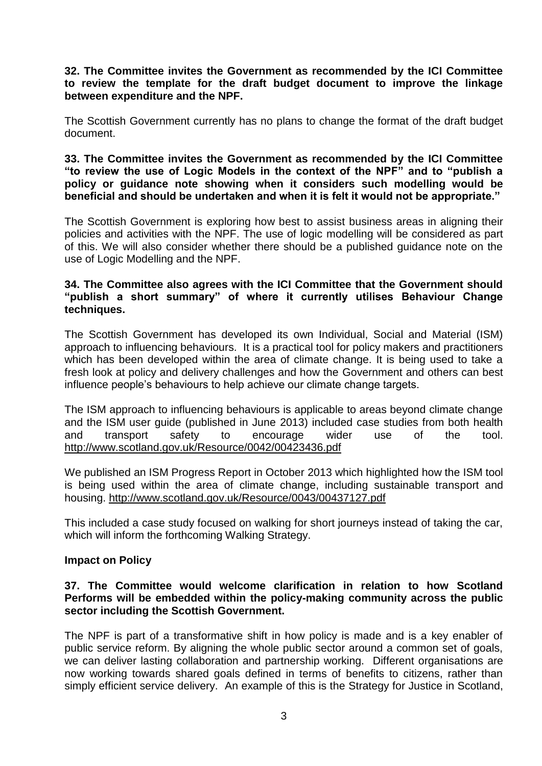**32. The Committee invites the Government as recommended by the ICI Committee to review the template for the draft budget document to improve the linkage between expenditure and the NPF.**

The Scottish Government currently has no plans to change the format of the draft budget document.

**33. The Committee invites the Government as recommended by the ICI Committee "to review the use of Logic Models in the context of the NPF" and to "publish a policy or guidance note showing when it considers such modelling would be beneficial and should be undertaken and when it is felt it would not be appropriate."**

The Scottish Government is exploring how best to assist business areas in aligning their policies and activities with the NPF. The use of logic modelling will be considered as part of this. We will also consider whether there should be a published guidance note on the use of Logic Modelling and the NPF.

**34. The Committee also agrees with the ICI Committee that the Government should "publish a short summary" of where it currently utilises Behaviour Change techniques.**

The Scottish Government has developed its own Individual, Social and Material (ISM) approach to influencing behaviours. It is a practical tool for policy makers and practitioners which has been developed within the area of climate change. It is being used to take a fresh look at policy and delivery challenges and how the Government and others can best influence people's behaviours to help achieve our climate change targets.

The ISM approach to influencing behaviours is applicable to areas beyond climate change and the ISM user guide (published in June 2013) included case studies from both health and transport safety to encourage wider use of the tool. http://www.scotland.gov.uk/Resource/0042/00423436.pdf

We published an ISM Progress Report in October 2013 which highlighted how the ISM tool is being used within the area of climate change, including sustainable transport and housing. http://www.scotland.gov.uk/Resource/0043/00437127.pdf

This included a case study focused on walking for short journeys instead of taking the car, which will inform the forthcoming Walking Strategy.

**Impact on Policy**

**37. The Committee would welcome clarification in relation to how Scotland Performs will be embedded within the policy-making community across the public sector including the Scottish Government.**

The NPF is part of a transformative shift in how policy is made and is a key enabler of public service reform. By aligning the whole public sector around a common set of goals, we can deliver lasting collaboration and partnership working. Different organisations are now working towards shared goals defined in terms of benefits to citizens, rather than simply efficient service delivery. An example of this is the Strategy for Justice in Scotland,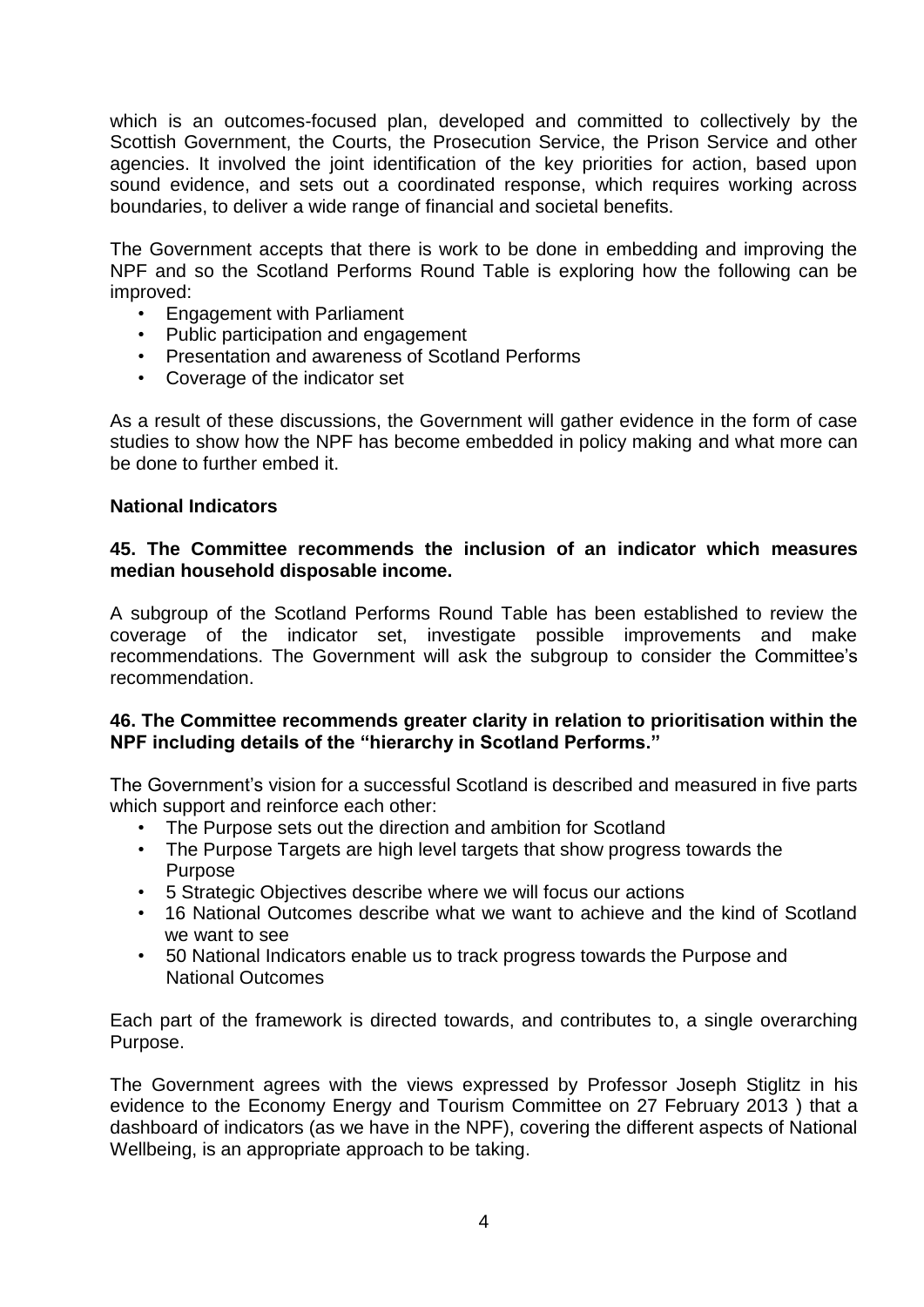which is an outcomes-focused plan, developed and committed to collectively by the Scottish Government, the Courts, the Prosecution Service, the Prison Service and other agencies. It involved the joint identification of the key priorities for action, based upon sound evidence, and sets out a coordinated response, which requires working across boundaries, to deliver a wide range of financial and societal benefits.

The Government accepts that there is work to be done in embedding and improving the NPF and so the Scotland Performs Round Table is exploring how the following can be improved:

- Engagement with Parliament
- Public participation and engagement
- Presentation and awareness of Scotland Performs
- Coverage of the indicator set

As a result of these discussions, the Government will gather evidence in the form of case studies to show how the NPF has become embedded in policy making and what more can be done to further embed it.

**National Indicators**

**45. The Committee recommends the inclusion of an indicator which measures median household disposable income.**

A subgroup of the Scotland Performs Round Table has been established to review the coverage of the indicator set, investigate possible improvements and make recommendations. The Government will ask the subgroup to consider the Committee's recommendation.

**46. The Committee recommends greater clarity in relation to prioritisation within the NPF including details of the "hierarchy in Scotland Performs."**

The Government's vision for a successful Scotland is described and measured in five parts which support and reinforce each other:

- The Purpose sets out the direction and ambition for Scotland
- The Purpose Targets are high level targets that show progress towards the Purpose
- 5 Strategic Objectives describe where we will focus our actions
- 16 National Outcomes describe what we want to achieve and the kind of Scotland we want to see
- 50 National Indicators enable us to track progress towards the Purpose and National Outcomes

Each part of the framework is directed towards, and contributes to, a single overarching Purpose.

The Government agrees with the views expressed by Professor Joseph Stiglitz in his evidence to the Economy Energy and Tourism Committee on 27 February 2013 ) that a dashboard of indicators (as we have in the NPF), covering the different aspects of National Wellbeing, is an appropriate approach to be taking.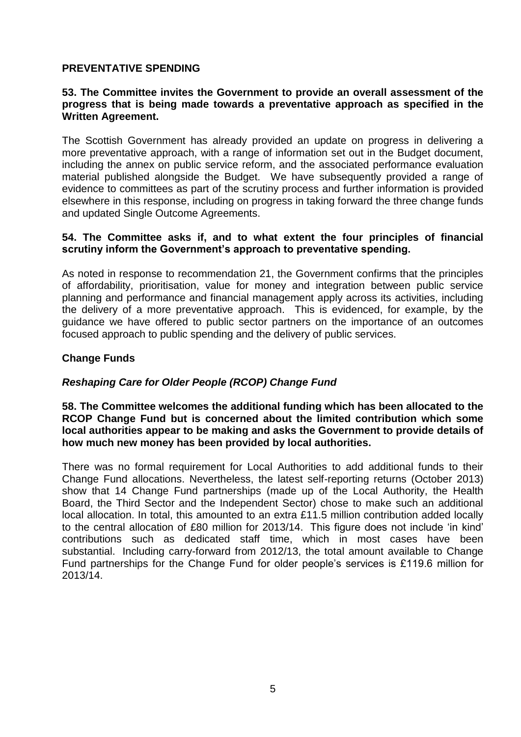## PREVENTATIVE SPENDING

**53. The Committee invites the Government to provide an overall assessment of the progress that is being made towards a preventative approach as specified in the Written Agreement.**

The Scottish Government has already provided an update on progress in delivering a more preventative approach, with a range of information set out in the Budget document, including the annex on public service reform, and the associated performance evaluation material published alongside the Budget. We have subsequently provided a range of evidence to committees as part of the scrutiny process and further information is provided elsewhere in this response, including on progress in taking forward the three change funds and updated Single Outcome Agreements.

**54. The Committee asks if, and to what extent the four principles of financial scrutiny inform the Government's approach to preventative spending.**

As noted in response to recommendation 21, the Government confirms that the principles of affordability, prioritisation, value for money and integration between public service planning and performance and financial management apply across its activities, including the delivery of a more preventative approach. This is evidenced, for example, by the guidance we have offered to public sector partners on the importance of an outcomes focused approach to public spending and the delivery of public services.

### Change Funds

#### *Reshaping Care for Older People (RCOP) Change Fund*

**58. The Committee welcomes the additional funding which has been allocated to the RCOP Change Fund but is concerned about the limited contribution which some local authorities appear to be making and asks the Government to provide details of how much new money has been provided by local authorities.**

There was no formal requirement for Local Authorities to add additional funds to their Change Fund allocations. Nevertheless, the latest self-reporting returns (October 2013) show that 14 Change Fund partnerships (made up of the Local Authority, the Health Board, the Third Sector and the Independent Sector) chose to make such an additional local allocation. In total, this amounted to an extra £11.5 million contribution added locally to the central allocation of £80 million for 2013/14. This figure does not include 'in kind' contributions such as dedicated staff time, which in most cases have been substantial. Including carry-forward from 2012/13, the total amount available to Change Fund partnerships for the Change Fund for older people's services is £119.6 million for 2013/14.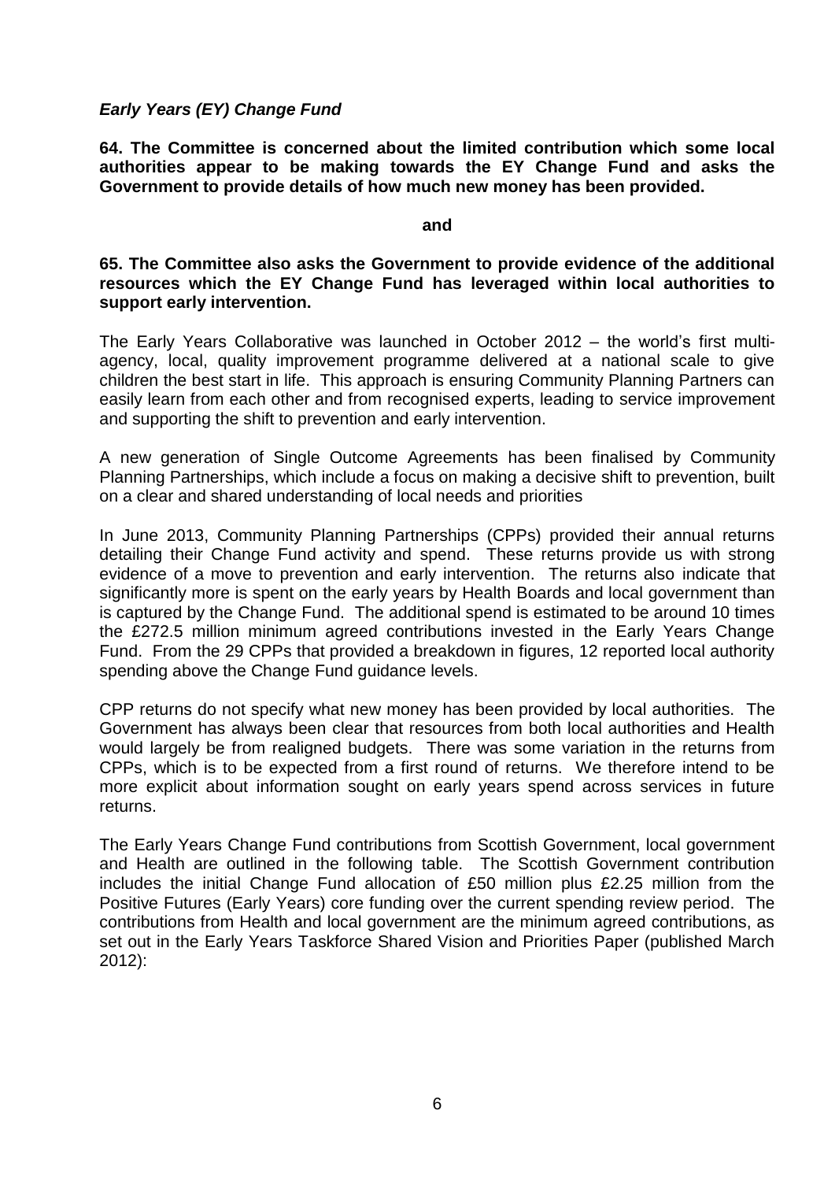***Early Years (EY) Change Fund***

**64. The Committee is concerned about the limited contribution which some local authorities appear to be making towards the EY Change Fund and asks the Government to provide details of how much new money has been provided.**

**and**

**65. The Committee also asks the Government to provide evidence of the additional resources which the EY Change Fund has leveraged within local authorities to support early intervention.**

The Early Years Collaborative was launched in October 2012 – the world's first multi-agency, local, quality improvement programme delivered at a national scale to give children the best start in life. This approach is ensuring Community Planning Partners can easily learn from each other and from recognised experts, leading to service improvement and supporting the shift to prevention and early intervention.

A new generation of Single Outcome Agreements has been finalised by Community Planning Partnerships, which include a focus on making a decisive shift to prevention, built on a clear and shared understanding of local needs and priorities

In June 2013, Community Planning Partnerships (CPPs) provided their annual returns detailing their Change Fund activity and spend. These returns provide us with strong evidence of a move to prevention and early intervention. The returns also indicate that significantly more is spent on the early years by Health Boards and local government than is captured by the Change Fund. The additional spend is estimated to be around 10 times the £272.5 million minimum agreed contributions invested in the Early Years Change Fund. From the 29 CPPs that provided a breakdown in figures, 12 reported local authority spending above the Change Fund guidance levels.

CPP returns do not specify what new money has been provided by local authorities. The Government has always been clear that resources from both local authorities and Health would largely be from realigned budgets. There was some variation in the returns from CPPs, which is to be expected from a first round of returns. We therefore intend to be more explicit about information sought on early years spend across services in future returns.

The Early Years Change Fund contributions from Scottish Government, local government and Health are outlined in the following table. The Scottish Government contribution includes the initial Change Fund allocation of £50 million plus £2.25 million from the Positive Futures (Early Years) core funding over the current spending review period. The contributions from Health and local government are the minimum agreed contributions, as set out in the Early Years Taskforce Shared Vision and Priorities Paper (published March 2012):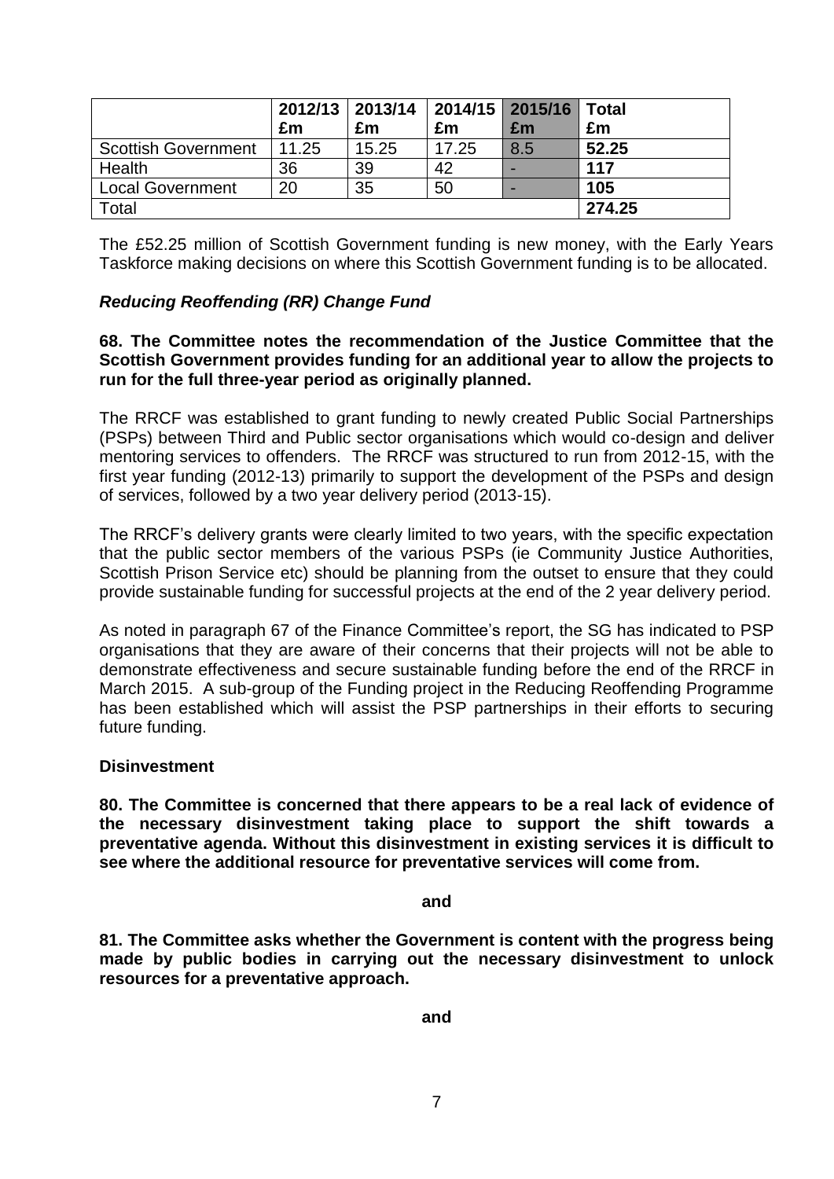| | 2012/13 £m | 2013/14 £m | 2014/15 £m | 2015/16 £m | Total £m |
|---|---|---|---|---|---|
| Scottish Government | 11.25 | 15.25 | 17.25 | 8.5 | **52.25** |
| Health | 36 | 39 | 42 | - | **117** |
| Local Government | 20 | 35 | 50 | - | **105** |
| Total | | | | | **274.25** |

The £52.25 million of Scottish Government funding is new money, with the Early Years Taskforce making decisions on where this Scottish Government funding is to be allocated.

### *Reducing Reoffending (RR) Change Fund*

**68. The Committee notes the recommendation of the Justice Committee that the Scottish Government provides funding for an additional year to allow the projects to run for the full three-year period as originally planned.**

The RRCF was established to grant funding to newly created Public Social Partnerships (PSPs) between Third and Public sector organisations which would co-design and deliver mentoring services to offenders. The RRCF was structured to run from 2012-15, with the first year funding (2012-13) primarily to support the development of the PSPs and design of services, followed by a two year delivery period (2013-15).

The RRCF's delivery grants were clearly limited to two years, with the specific expectation that the public sector members of the various PSPs (ie Community Justice Authorities, Scottish Prison Service etc) should be planning from the outset to ensure that they could provide sustainable funding for successful projects at the end of the 2 year delivery period.

As noted in paragraph 67 of the Finance Committee's report, the SG has indicated to PSP organisations that they are aware of their concerns that their projects will not be able to demonstrate effectiveness and secure sustainable funding before the end of the RRCF in March 2015. A sub-group of the Funding project in the Reducing Reoffending Programme has been established which will assist the PSP partnerships in their efforts to securing future funding.

### Disinvestment

**80. The Committee is concerned that there appears to be a real lack of evidence of the necessary disinvestment taking place to support the shift towards a preventative agenda. Without this disinvestment in existing services it is difficult to see where the additional resource for preventative services will come from.**

**and**

**81. The Committee asks whether the Government is content with the progress being made by public bodies in carrying out the necessary disinvestment to unlock resources for a preventative approach.**

**and**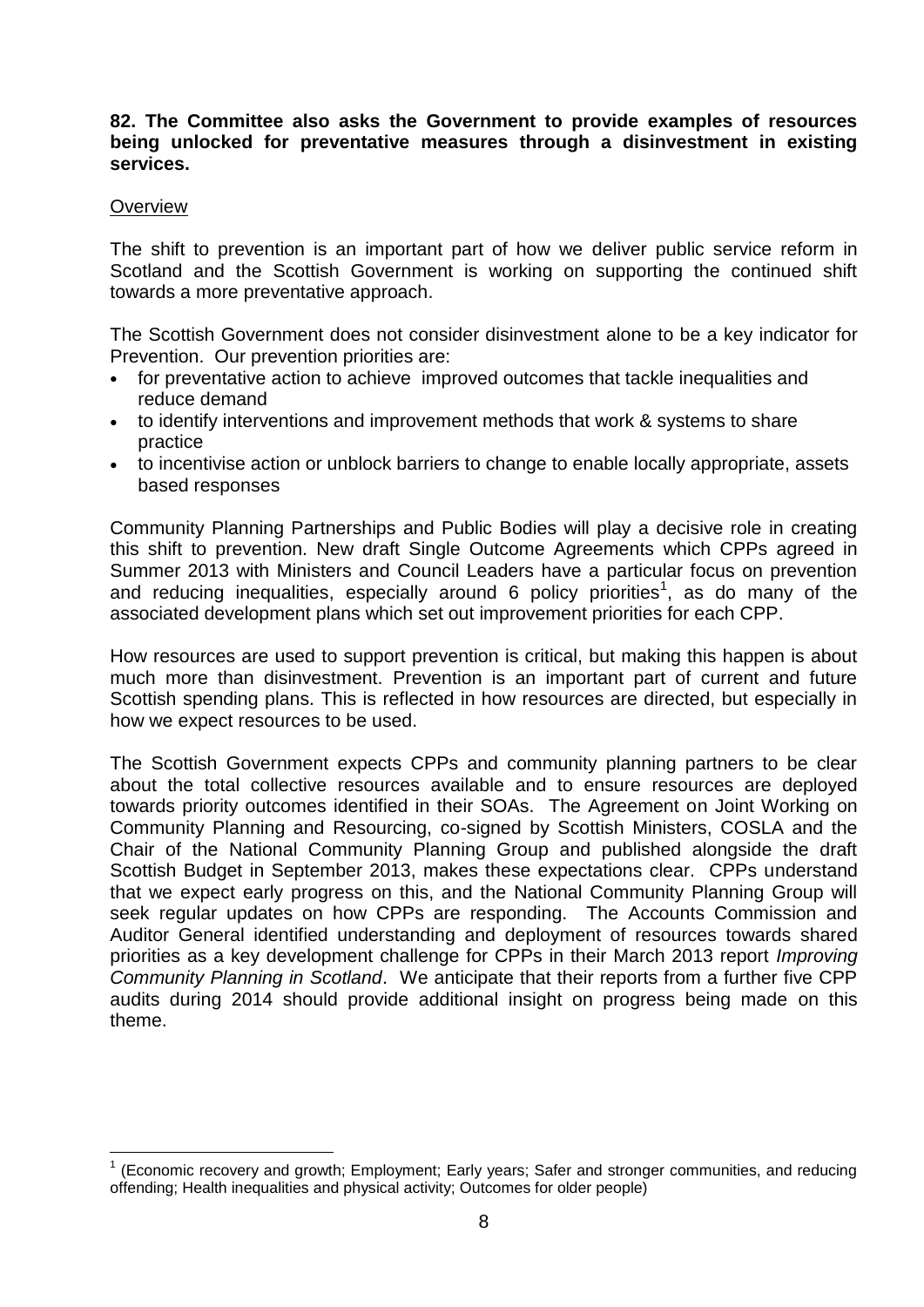**82. The Committee also asks the Government to provide examples of resources being unlocked for preventative measures through a disinvestment in existing services.**

Overview

The shift to prevention is an important part of how we deliver public service reform in Scotland and the Scottish Government is working on supporting the continued shift towards a more preventative approach.

The Scottish Government does not consider disinvestment alone to be a key indicator for Prevention. Our prevention priorities are:

- for preventative action to achieve improved outcomes that tackle inequalities and reduce demand
- to identify interventions and improvement methods that work & systems to share practice
- to incentivise action or unblock barriers to change to enable locally appropriate, assets based responses

Community Planning Partnerships and Public Bodies will play a decisive role in creating this shift to prevention. New draft Single Outcome Agreements which CPPs agreed in Summer 2013 with Ministers and Council Leaders have a particular focus on prevention and reducing inequalities, especially around 6 policy priorities[1], as do many of the associated development plans which set out improvement priorities for each CPP.

How resources are used to support prevention is critical, but making this happen is about much more than disinvestment. Prevention is an important part of current and future Scottish spending plans. This is reflected in how resources are directed, but especially in how we expect resources to be used.

The Scottish Government expects CPPs and community planning partners to be clear about the total collective resources available and to ensure resources are deployed towards priority outcomes identified in their SOAs. The Agreement on Joint Working on Community Planning and Resourcing, co-signed by Scottish Ministers, COSLA and the Chair of the National Community Planning Group and published alongside the draft Scottish Budget in September 2013, makes these expectations clear. CPPs understand that we expect early progress on this, and the National Community Planning Group will seek regular updates on how CPPs are responding. The Accounts Commission and Auditor General identified understanding and deployment of resources towards shared priorities as a key development challenge for CPPs in their March 2013 report *Improving Community Planning in Scotland*. We anticipate that their reports from a further five CPP audits during 2014 should provide additional insight on progress being made on this theme.

[1] (Economic recovery and growth; Employment; Early years; Safer and stronger communities, and reducing offending; Health inequalities and physical activity; Outcomes for older people)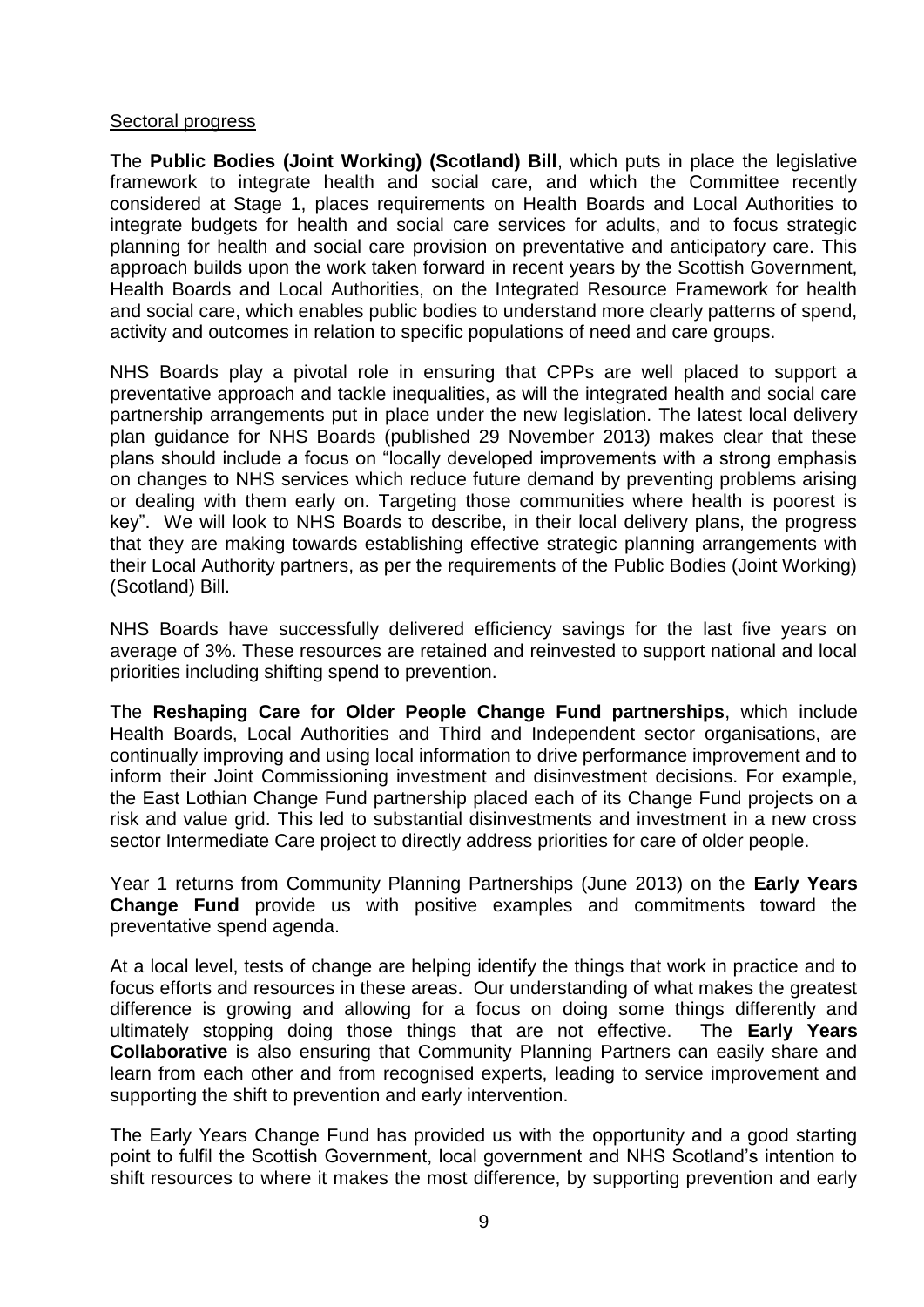Sectoral progress

The **Public Bodies (Joint Working) (Scotland) Bill**, which puts in place the legislative framework to integrate health and social care, and which the Committee recently considered at Stage 1, places requirements on Health Boards and Local Authorities to integrate budgets for health and social care services for adults, and to focus strategic planning for health and social care provision on preventative and anticipatory care. This approach builds upon the work taken forward in recent years by the Scottish Government, Health Boards and Local Authorities, on the Integrated Resource Framework for health and social care, which enables public bodies to understand more clearly patterns of spend, activity and outcomes in relation to specific populations of need and care groups.

NHS Boards play a pivotal role in ensuring that CPPs are well placed to support a preventative approach and tackle inequalities, as will the integrated health and social care partnership arrangements put in place under the new legislation. The latest local delivery plan guidance for NHS Boards (published 29 November 2013) makes clear that these plans should include a focus on "locally developed improvements with a strong emphasis on changes to NHS services which reduce future demand by preventing problems arising or dealing with them early on. Targeting those communities where health is poorest is key". We will look to NHS Boards to describe, in their local delivery plans, the progress that they are making towards establishing effective strategic planning arrangements with their Local Authority partners, as per the requirements of the Public Bodies (Joint Working) (Scotland) Bill.

NHS Boards have successfully delivered efficiency savings for the last five years on average of 3%. These resources are retained and reinvested to support national and local priorities including shifting spend to prevention.

The **Reshaping Care for Older People Change Fund partnerships**, which include Health Boards, Local Authorities and Third and Independent sector organisations, are continually improving and using local information to drive performance improvement and to inform their Joint Commissioning investment and disinvestment decisions. For example, the East Lothian Change Fund partnership placed each of its Change Fund projects on a risk and value grid. This led to substantial disinvestments and investment in a new cross sector Intermediate Care project to directly address priorities for care of older people.

Year 1 returns from Community Planning Partnerships (June 2013) on the **Early Years Change Fund** provide us with positive examples and commitments toward the preventative spend agenda.

At a local level, tests of change are helping identify the things that work in practice and to focus efforts and resources in these areas. Our understanding of what makes the greatest difference is growing and allowing for a focus on doing some things differently and ultimately stopping doing those things that are not effective. The **Early Years Collaborative** is also ensuring that Community Planning Partners can easily share and learn from each other and from recognised experts, leading to service improvement and supporting the shift to prevention and early intervention.

The Early Years Change Fund has provided us with the opportunity and a good starting point to fulfil the Scottish Government, local government and NHS Scotland's intention to shift resources to where it makes the most difference, by supporting prevention and early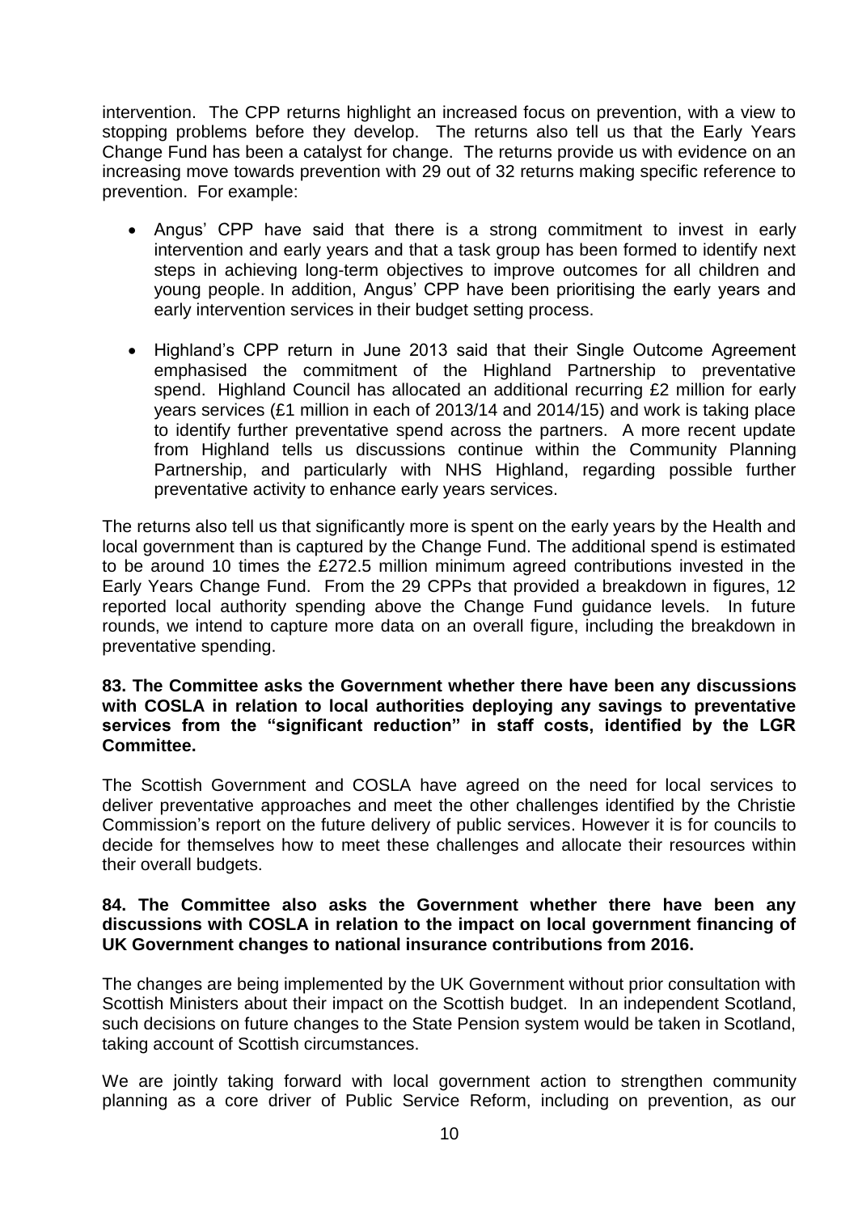intervention. The CPP returns highlight an increased focus on prevention, with a view to stopping problems before they develop. The returns also tell us that the Early Years Change Fund has been a catalyst for change. The returns provide us with evidence on an increasing move towards prevention with 29 out of 32 returns making specific reference to prevention. For example:

- Angus' CPP have said that there is a strong commitment to invest in early intervention and early years and that a task group has been formed to identify next steps in achieving long-term objectives to improve outcomes for all children and young people. In addition, Angus' CPP have been prioritising the early years and early intervention services in their budget setting process.
- Highland's CPP return in June 2013 said that their Single Outcome Agreement emphasised the commitment of the Highland Partnership to preventative spend. Highland Council has allocated an additional recurring £2 million for early years services (£1 million in each of 2013/14 and 2014/15) and work is taking place to identify further preventative spend across the partners. A more recent update from Highland tells us discussions continue within the Community Planning Partnership, and particularly with NHS Highland, regarding possible further preventative activity to enhance early years services.

The returns also tell us that significantly more is spent on the early years by the Health and local government than is captured by the Change Fund. The additional spend is estimated to be around 10 times the £272.5 million minimum agreed contributions invested in the Early Years Change Fund. From the 29 CPPs that provided a breakdown in figures, 12 reported local authority spending above the Change Fund guidance levels. In future rounds, we intend to capture more data on an overall figure, including the breakdown in preventative spending.

**83. The Committee asks the Government whether there have been any discussions with COSLA in relation to local authorities deploying any savings to preventative services from the "significant reduction" in staff costs, identified by the LGR Committee.**

The Scottish Government and COSLA have agreed on the need for local services to deliver preventative approaches and meet the other challenges identified by the Christie Commission's report on the future delivery of public services. However it is for councils to decide for themselves how to meet these challenges and allocate their resources within their overall budgets.

**84. The Committee also asks the Government whether there have been any discussions with COSLA in relation to the impact on local government financing of UK Government changes to national insurance contributions from 2016.**

The changes are being implemented by the UK Government without prior consultation with Scottish Ministers about their impact on the Scottish budget. In an independent Scotland, such decisions on future changes to the State Pension system would be taken in Scotland, taking account of Scottish circumstances.

We are jointly taking forward with local government action to strengthen community planning as a core driver of Public Service Reform, including on prevention, as our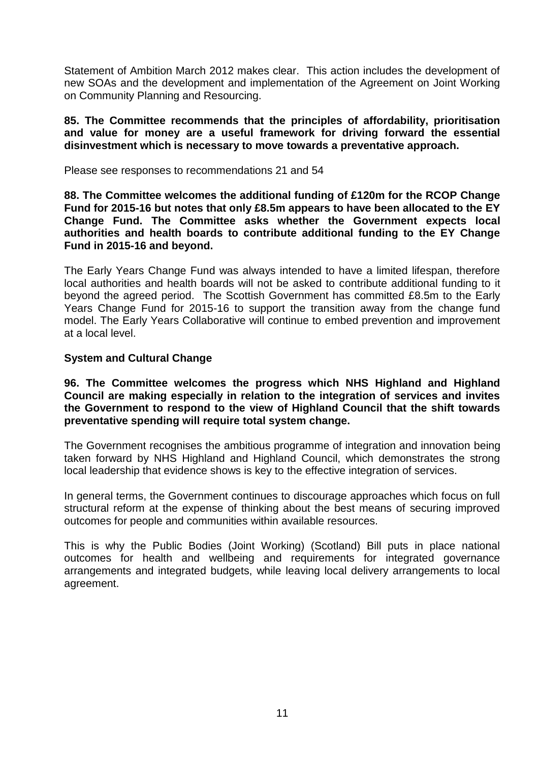Statement of Ambition March 2012 makes clear. This action includes the development of new SOAs and the development and implementation of the Agreement on Joint Working on Community Planning and Resourcing.

**85. The Committee recommends that the principles of affordability, prioritisation and value for money are a useful framework for driving forward the essential disinvestment which is necessary to move towards a preventative approach.**

Please see responses to recommendations 21 and 54

**88. The Committee welcomes the additional funding of £120m for the RCOP Change Fund for 2015-16 but notes that only £8.5m appears to have been allocated to the EY Change Fund. The Committee asks whether the Government expects local authorities and health boards to contribute additional funding to the EY Change Fund in 2015-16 and beyond.**

The Early Years Change Fund was always intended to have a limited lifespan, therefore local authorities and health boards will not be asked to contribute additional funding to it beyond the agreed period. The Scottish Government has committed £8.5m to the Early Years Change Fund for 2015-16 to support the transition away from the change fund model. The Early Years Collaborative will continue to embed prevention and improvement at a local level.

**System and Cultural Change**

**96. The Committee welcomes the progress which NHS Highland and Highland Council are making especially in relation to the integration of services and invites the Government to respond to the view of Highland Council that the shift towards preventative spending will require total system change.**

The Government recognises the ambitious programme of integration and innovation being taken forward by NHS Highland and Highland Council, which demonstrates the strong local leadership that evidence shows is key to the effective integration of services.

In general terms, the Government continues to discourage approaches which focus on full structural reform at the expense of thinking about the best means of securing improved outcomes for people and communities within available resources.

This is why the Public Bodies (Joint Working) (Scotland) Bill puts in place national outcomes for health and wellbeing and requirements for integrated governance arrangements and integrated budgets, while leaving local delivery arrangements to local agreement.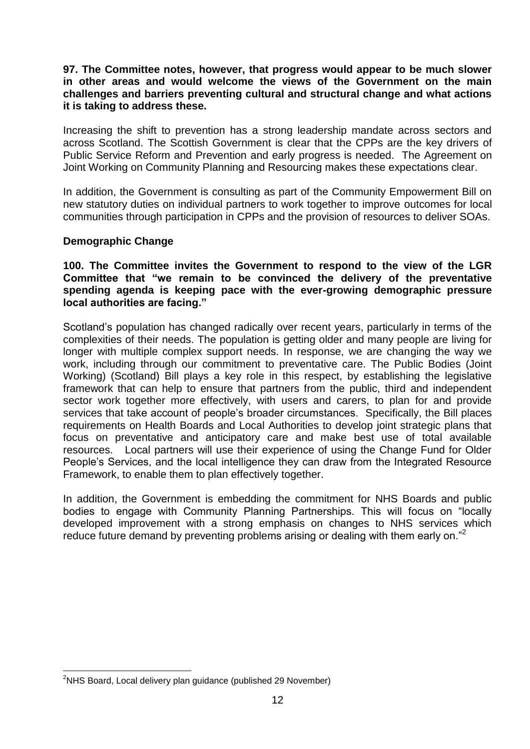**97. The Committee notes, however, that progress would appear to be much slower in other areas and would welcome the views of the Government on the main challenges and barriers preventing cultural and structural change and what actions it is taking to address these.**

Increasing the shift to prevention has a strong leadership mandate across sectors and across Scotland. The Scottish Government is clear that the CPPs are the key drivers of Public Service Reform and Prevention and early progress is needed. The Agreement on Joint Working on Community Planning and Resourcing makes these expectations clear.

In addition, the Government is consulting as part of the Community Empowerment Bill on new statutory duties on individual partners to work together to improve outcomes for local communities through participation in CPPs and the provision of resources to deliver SOAs.

## Demographic Change

**100. The Committee invites the Government to respond to the view of the LGR Committee that "we remain to be convinced the delivery of the preventative spending agenda is keeping pace with the ever-growing demographic pressure local authorities are facing."**

Scotland's population has changed radically over recent years, particularly in terms of the complexities of their needs. The population is getting older and many people are living for longer with multiple complex support needs. In response, we are changing the way we work, including through our commitment to preventative care. The Public Bodies (Joint Working) (Scotland) Bill plays a key role in this respect, by establishing the legislative framework that can help to ensure that partners from the public, third and independent sector work together more effectively, with users and carers, to plan for and provide services that take account of people's broader circumstances. Specifically, the Bill places requirements on Health Boards and Local Authorities to develop joint strategic plans that focus on preventative and anticipatory care and make best use of total available resources. Local partners will use their experience of using the Change Fund for Older People's Services, and the local intelligence they can draw from the Integrated Resource Framework, to enable them to plan effectively together.

In addition, the Government is embedding the commitment for NHS Boards and public bodies to engage with Community Planning Partnerships. This will focus on "locally developed improvement with a strong emphasis on changes to NHS services which reduce future demand by preventing problems arising or dealing with them early on."[2]

[2] NHS Board, Local delivery plan guidance (published 29 November)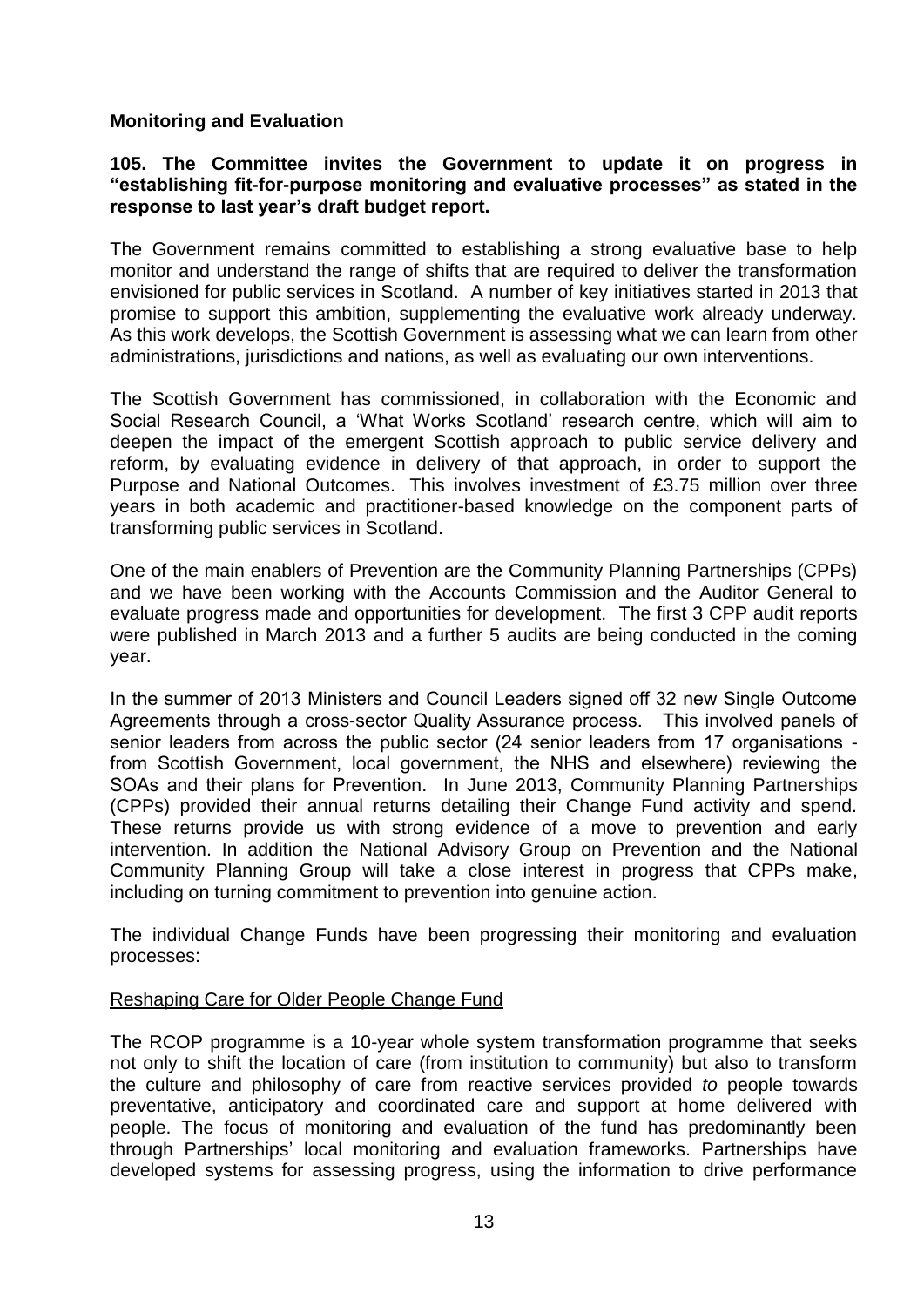**Monitoring and Evaluation**

**105. The Committee invites the Government to update it on progress in "establishing fit-for-purpose monitoring and evaluative processes" as stated in the response to last year's draft budget report.**

The Government remains committed to establishing a strong evaluative base to help monitor and understand the range of shifts that are required to deliver the transformation envisioned for public services in Scotland. A number of key initiatives started in 2013 that promise to support this ambition, supplementing the evaluative work already underway. As this work develops, the Scottish Government is assessing what we can learn from other administrations, jurisdictions and nations, as well as evaluating our own interventions.

The Scottish Government has commissioned, in collaboration with the Economic and Social Research Council, a 'What Works Scotland' research centre, which will aim to deepen the impact of the emergent Scottish approach to public service delivery and reform, by evaluating evidence in delivery of that approach, in order to support the Purpose and National Outcomes. This involves investment of £3.75 million over three years in both academic and practitioner-based knowledge on the component parts of transforming public services in Scotland.

One of the main enablers of Prevention are the Community Planning Partnerships (CPPs) and we have been working with the Accounts Commission and the Auditor General to evaluate progress made and opportunities for development. The first 3 CPP audit reports were published in March 2013 and a further 5 audits are being conducted in the coming year.

In the summer of 2013 Ministers and Council Leaders signed off 32 new Single Outcome Agreements through a cross-sector Quality Assurance process. This involved panels of senior leaders from across the public sector (24 senior leaders from 17 organisations - from Scottish Government, local government, the NHS and elsewhere) reviewing the SOAs and their plans for Prevention. In June 2013, Community Planning Partnerships (CPPs) provided their annual returns detailing their Change Fund activity and spend. These returns provide us with strong evidence of a move to prevention and early intervention. In addition the National Advisory Group on Prevention and the National Community Planning Group will take a close interest in progress that CPPs make, including on turning commitment to prevention into genuine action.

The individual Change Funds have been progressing their monitoring and evaluation processes:

Reshaping Care for Older People Change Fund

The RCOP programme is a 10-year whole system transformation programme that seeks not only to shift the location of care (from institution to community) but also to transform the culture and philosophy of care from reactive services provided *to* people towards preventative, anticipatory and coordinated care and support at home delivered with people. The focus of monitoring and evaluation of the fund has predominantly been through Partnerships' local monitoring and evaluation frameworks. Partnerships have developed systems for assessing progress, using the information to drive performance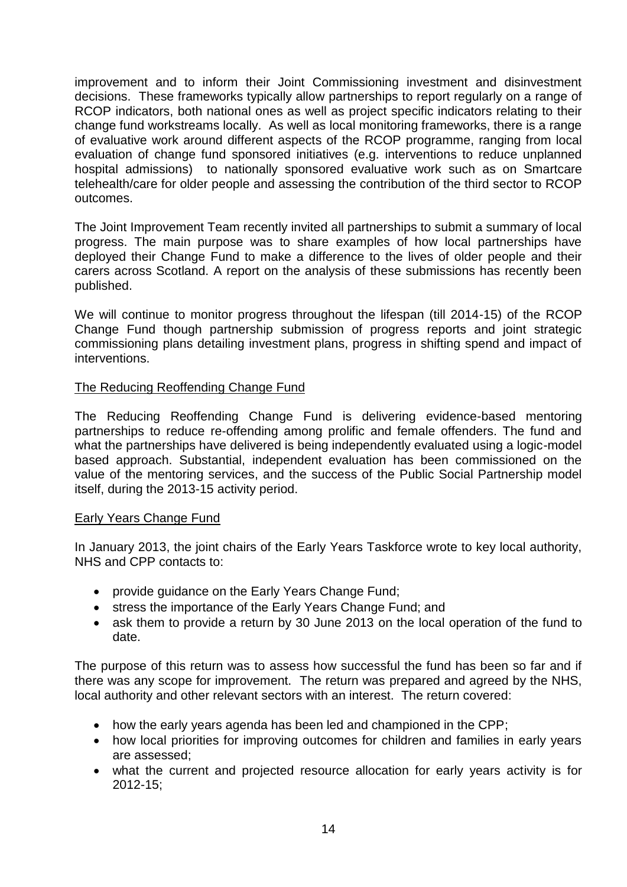improvement and to inform their Joint Commissioning investment and disinvestment decisions. These frameworks typically allow partnerships to report regularly on a range of RCOP indicators, both national ones as well as project specific indicators relating to their change fund workstreams locally. As well as local monitoring frameworks, there is a range of evaluative work around different aspects of the RCOP programme, ranging from local evaluation of change fund sponsored initiatives (e.g. interventions to reduce unplanned hospital admissions) to nationally sponsored evaluative work such as on Smartcare telehealth/care for older people and assessing the contribution of the third sector to RCOP outcomes.

The Joint Improvement Team recently invited all partnerships to submit a summary of local progress. The main purpose was to share examples of how local partnerships have deployed their Change Fund to make a difference to the lives of older people and their carers across Scotland. A report on the analysis of these submissions has recently been published.

We will continue to monitor progress throughout the lifespan (till 2014-15) of the RCOP Change Fund though partnership submission of progress reports and joint strategic commissioning plans detailing investment plans, progress in shifting spend and impact of interventions.

<u>The Reducing Reoffending Change Fund</u>

The Reducing Reoffending Change Fund is delivering evidence-based mentoring partnerships to reduce re-offending among prolific and female offenders. The fund and what the partnerships have delivered is being independently evaluated using a logic-model based approach. Substantial, independent evaluation has been commissioned on the value of the mentoring services, and the success of the Public Social Partnership model itself, during the 2013-15 activity period.

<u>Early Years Change Fund</u>

In January 2013, the joint chairs of the Early Years Taskforce wrote to key local authority, NHS and CPP contacts to:

- provide guidance on the Early Years Change Fund;
- stress the importance of the Early Years Change Fund; and
- ask them to provide a return by 30 June 2013 on the local operation of the fund to date.

The purpose of this return was to assess how successful the fund has been so far and if there was any scope for improvement. The return was prepared and agreed by the NHS, local authority and other relevant sectors with an interest. The return covered:

- how the early years agenda has been led and championed in the CPP;
- how local priorities for improving outcomes for children and families in early years are assessed;
- what the current and projected resource allocation for early years activity is for 2012-15;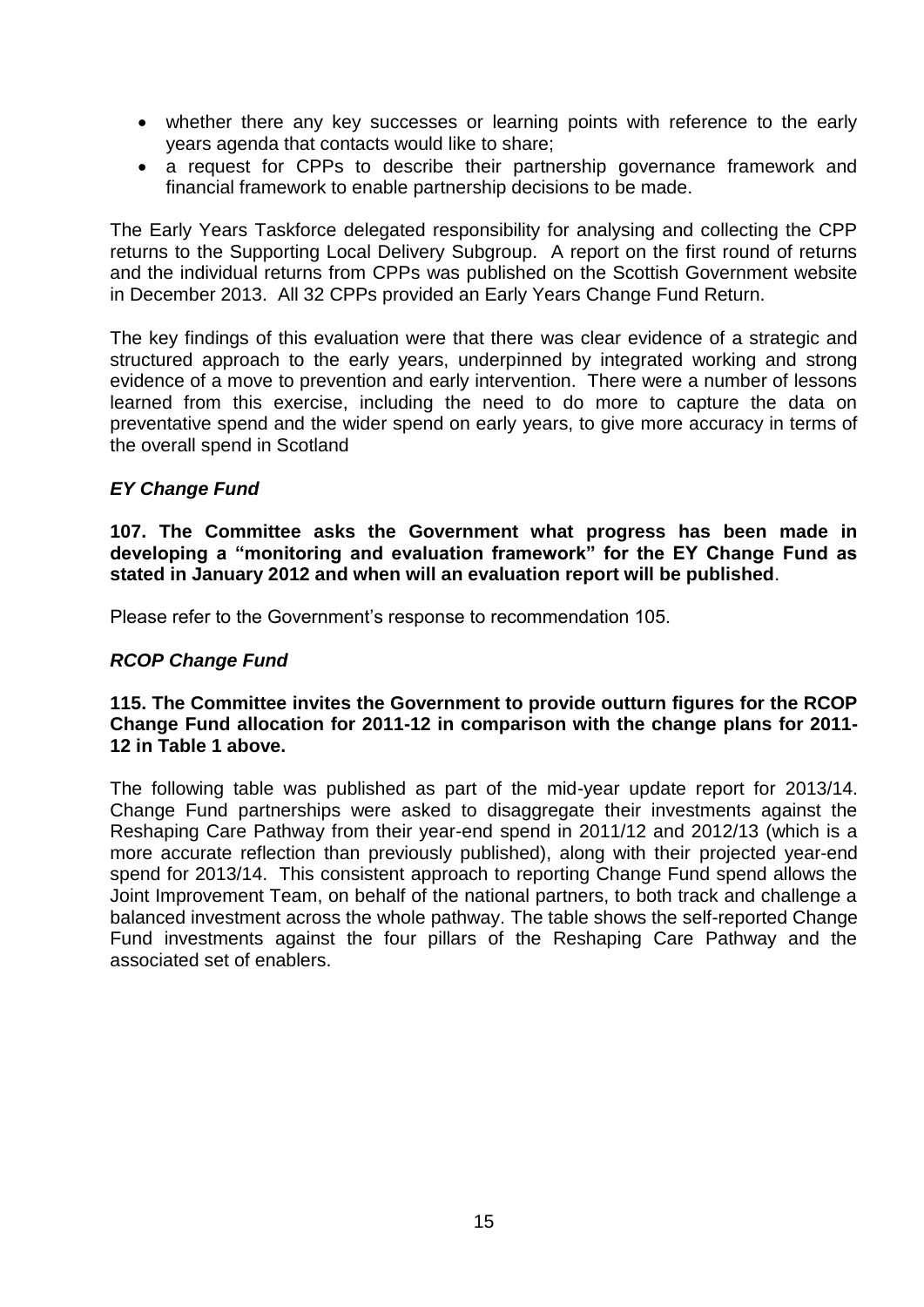- whether there any key successes or learning points with reference to the early years agenda that contacts would like to share;
- a request for CPPs to describe their partnership governance framework and financial framework to enable partnership decisions to be made.

The Early Years Taskforce delegated responsibility for analysing and collecting the CPP returns to the Supporting Local Delivery Subgroup. A report on the first round of returns and the individual returns from CPPs was published on the Scottish Government website in December 2013. All 32 CPPs provided an Early Years Change Fund Return.

The key findings of this evaluation were that there was clear evidence of a strategic and structured approach to the early years, underpinned by integrated working and strong evidence of a move to prevention and early intervention. There were a number of lessons learned from this exercise, including the need to do more to capture the data on preventative spend and the wider spend on early years, to give more accuracy in terms of the overall spend in Scotland

### *EY Change Fund*

**107. The Committee asks the Government what progress has been made in developing a "monitoring and evaluation framework" for the EY Change Fund as stated in January 2012 and when will an evaluation report will be published**.

Please refer to the Government's response to recommendation 105.

### *RCOP Change Fund*

**115. The Committee invites the Government to provide outturn figures for the RCOP Change Fund allocation for 2011-12 in comparison with the change plans for 2011-12 in Table 1 above.**

The following table was published as part of the mid-year update report for 2013/14. Change Fund partnerships were asked to disaggregate their investments against the Reshaping Care Pathway from their year-end spend in 2011/12 and 2012/13 (which is a more accurate reflection than previously published), along with their projected year-end spend for 2013/14. This consistent approach to reporting Change Fund spend allows the Joint Improvement Team, on behalf of the national partners, to both track and challenge a balanced investment across the whole pathway. The table shows the self-reported Change Fund investments against the four pillars of the Reshaping Care Pathway and the associated set of enablers.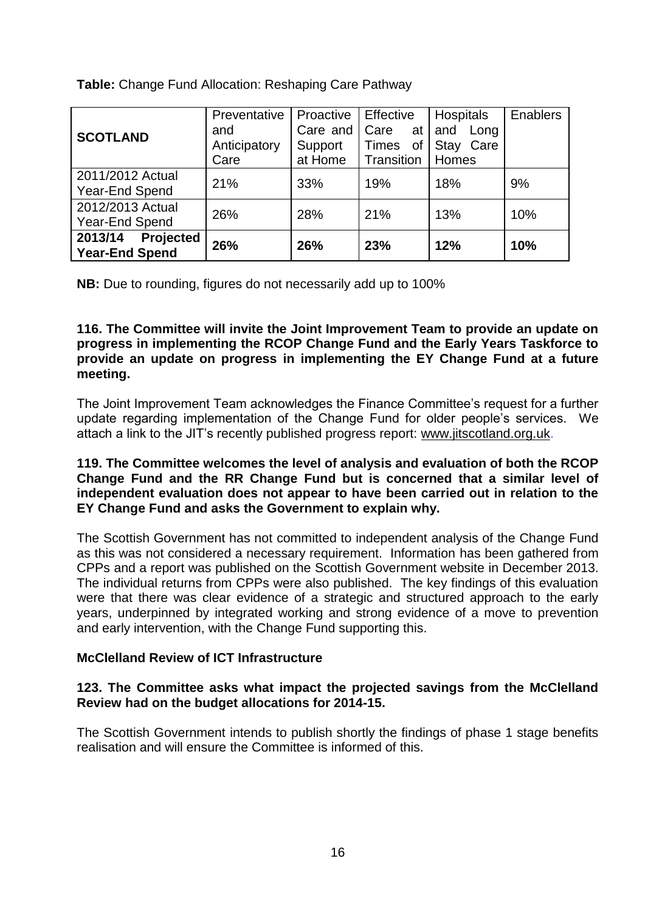**Table:** Change Fund Allocation: Reshaping Care Pathway

| SCOTLAND | Preventative and Anticipatory Care | Proactive Care and Support at Home | Effective Care at Times of Transition | Hospitals and Long Stay Care Homes | Enablers |
|---|---|---|---|---|---|
| 2011/2012 Actual Year-End Spend | 21% | 33% | 19% | 18% | 9% |
| 2012/2013 Actual Year-End Spend | 26% | 28% | 21% | 13% | 10% |
| **2013/14 Projected Year-End Spend** | **26%** | **26%** | **23%** | **12%** | **10%** |

**NB:** Due to rounding, figures do not necessarily add up to 100%

**116. The Committee will invite the Joint Improvement Team to provide an update on progress in implementing the RCOP Change Fund and the Early Years Taskforce to provide an update on progress in implementing the EY Change Fund at a future meeting.**

The Joint Improvement Team acknowledges the Finance Committee's request for a further update regarding implementation of the Change Fund for older people's services. We attach a link to the JIT's recently published progress report: www.jitscotland.org.uk.

**119. The Committee welcomes the level of analysis and evaluation of both the RCOP Change Fund and the RR Change Fund but is concerned that a similar level of independent evaluation does not appear to have been carried out in relation to the EY Change Fund and asks the Government to explain why.**

The Scottish Government has not committed to independent analysis of the Change Fund as this was not considered a necessary requirement. Information has been gathered from CPPs and a report was published on the Scottish Government website in December 2013. The individual returns from CPPs were also published. The key findings of this evaluation were that there was clear evidence of a strategic and structured approach to the early years, underpinned by integrated working and strong evidence of a move to prevention and early intervention, with the Change Fund supporting this.

**McClelland Review of ICT Infrastructure**

**123. The Committee asks what impact the projected savings from the McClelland Review had on the budget allocations for 2014-15.**

The Scottish Government intends to publish shortly the findings of phase 1 stage benefits realisation and will ensure the Committee is informed of this.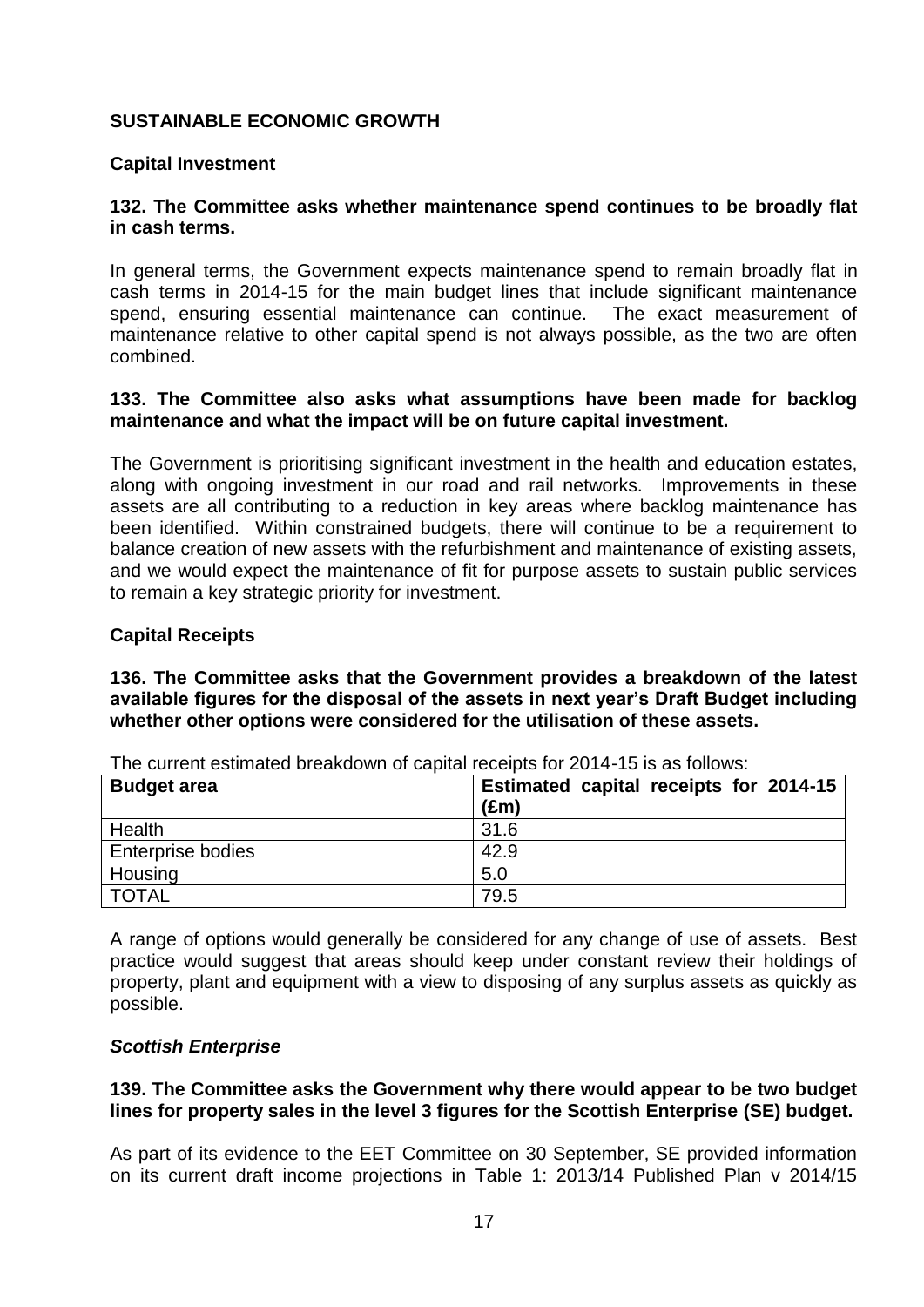## SUSTAINABLE ECONOMIC GROWTH

### Capital Investment

**132. The Committee asks whether maintenance spend continues to be broadly flat in cash terms.**

In general terms, the Government expects maintenance spend to remain broadly flat in cash terms in 2014-15 for the main budget lines that include significant maintenance spend, ensuring essential maintenance can continue. The exact measurement of maintenance relative to other capital spend is not always possible, as the two are often combined.

**133. The Committee also asks what assumptions have been made for backlog maintenance and what the impact will be on future capital investment.**

The Government is prioritising significant investment in the health and education estates, along with ongoing investment in our road and rail networks. Improvements in these assets are all contributing to a reduction in key areas where backlog maintenance has been identified. Within constrained budgets, there will continue to be a requirement to balance creation of new assets with the refurbishment and maintenance of existing assets, and we would expect the maintenance of fit for purpose assets to sustain public services to remain a key strategic priority for investment.

### Capital Receipts

**136. The Committee asks that the Government provides a breakdown of the latest available figures for the disposal of the assets in next year's Draft Budget including whether other options were considered for the utilisation of these assets.**

The current estimated breakdown of capital receipts for 2014-15 is as follows:

| Budget area | Estimated capital receipts for 2014-15 (£m) |
|---|---|
| Health | 31.6 |
| Enterprise bodies | 42.9 |
| Housing | 5.0 |
| TOTAL | 79.5 |

A range of options would generally be considered for any change of use of assets. Best practice would suggest that areas should keep under constant review their holdings of property, plant and equipment with a view to disposing of any surplus assets as quickly as possible.

### *Scottish Enterprise*

**139. The Committee asks the Government why there would appear to be two budget lines for property sales in the level 3 figures for the Scottish Enterprise (SE) budget.**

As part of its evidence to the EET Committee on 30 September, SE provided information on its current draft income projections in Table 1: 2013/14 Published Plan v 2014/15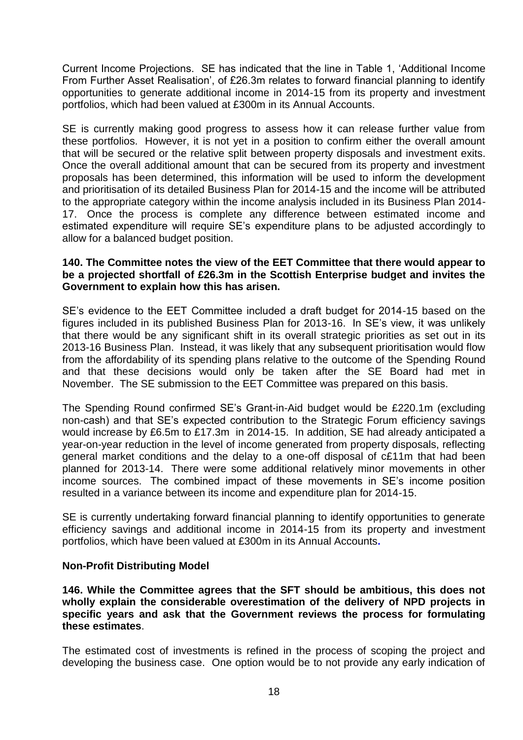Current Income Projections. SE has indicated that the line in Table 1, 'Additional Income From Further Asset Realisation', of £26.3m relates to forward financial planning to identify opportunities to generate additional income in 2014-15 from its property and investment portfolios, which had been valued at £300m in its Annual Accounts.

SE is currently making good progress to assess how it can release further value from these portfolios. However, it is not yet in a position to confirm either the overall amount that will be secured or the relative split between property disposals and investment exits. Once the overall additional amount that can be secured from its property and investment proposals has been determined, this information will be used to inform the development and prioritisation of its detailed Business Plan for 2014-15 and the income will be attributed to the appropriate category within the income analysis included in its Business Plan 2014-17. Once the process is complete any difference between estimated income and estimated expenditure will require SE's expenditure plans to be adjusted accordingly to allow for a balanced budget position.

**140. The Committee notes the view of the EET Committee that there would appear to be a projected shortfall of £26.3m in the Scottish Enterprise budget and invites the Government to explain how this has arisen.**

SE's evidence to the EET Committee included a draft budget for 2014-15 based on the figures included in its published Business Plan for 2013-16. In SE's view, it was unlikely that there would be any significant shift in its overall strategic priorities as set out in its 2013-16 Business Plan. Instead, it was likely that any subsequent prioritisation would flow from the affordability of its spending plans relative to the outcome of the Spending Round and that these decisions would only be taken after the SE Board had met in November. The SE submission to the EET Committee was prepared on this basis.

The Spending Round confirmed SE's Grant-in-Aid budget would be £220.1m (excluding non-cash) and that SE's expected contribution to the Strategic Forum efficiency savings would increase by £6.5m to £17.3m in 2014-15. In addition, SE had already anticipated a year-on-year reduction in the level of income generated from property disposals, reflecting general market conditions and the delay to a one-off disposal of c£11m that had been planned for 2013-14. There were some additional relatively minor movements in other income sources. The combined impact of these movements in SE's income position resulted in a variance between its income and expenditure plan for 2014-15.

SE is currently undertaking forward financial planning to identify opportunities to generate efficiency savings and additional income in 2014-15 from its property and investment portfolios, which have been valued at £300m in its Annual Accounts.

### Non-Profit Distributing Model

**146. While the Committee agrees that the SFT should be ambitious, this does not wholly explain the considerable overestimation of the delivery of NPD projects in specific years and ask that the Government reviews the process for formulating these estimates**.

The estimated cost of investments is refined in the process of scoping the project and developing the business case. One option would be to not provide any early indication of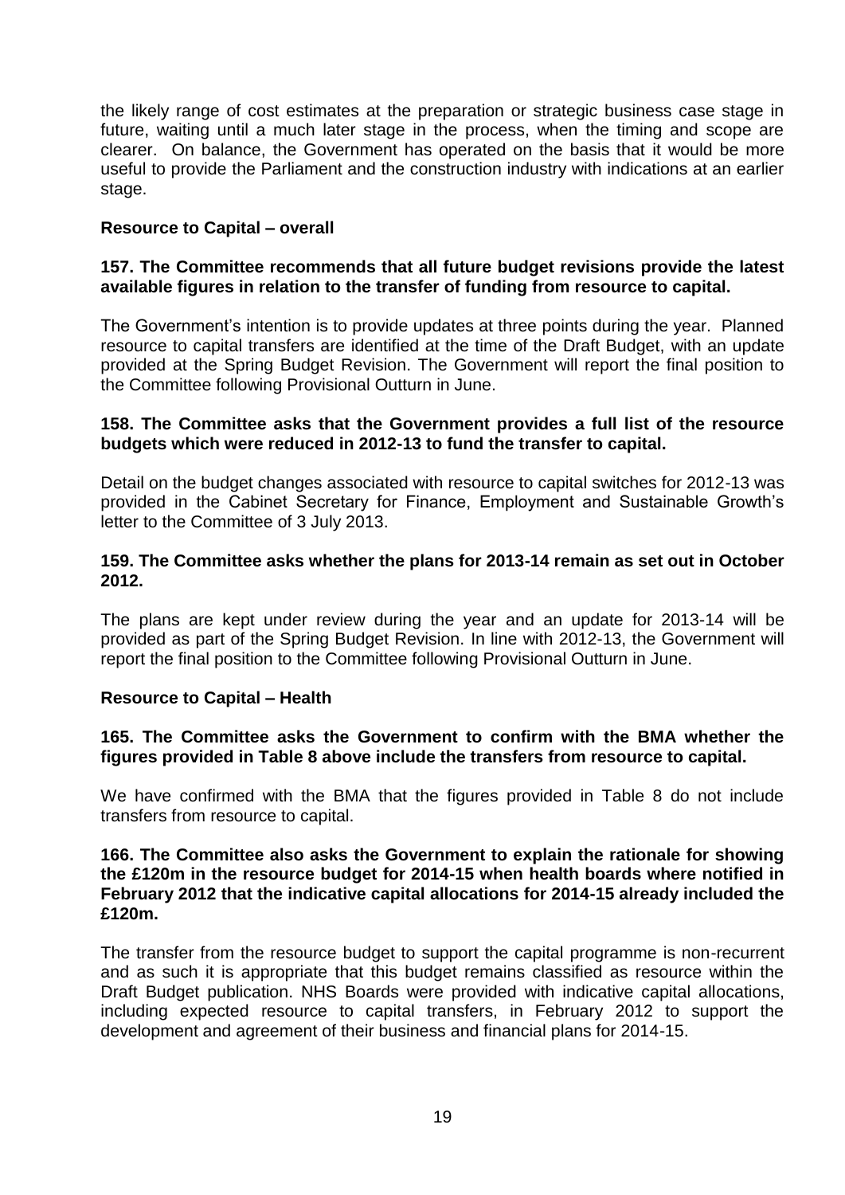the likely range of cost estimates at the preparation or strategic business case stage in future, waiting until a much later stage in the process, when the timing and scope are clearer. On balance, the Government has operated on the basis that it would be more useful to provide the Parliament and the construction industry with indications at an earlier stage.

**Resource to Capital – overall**

**157. The Committee recommends that all future budget revisions provide the latest available figures in relation to the transfer of funding from resource to capital.**

The Government's intention is to provide updates at three points during the year. Planned resource to capital transfers are identified at the time of the Draft Budget, with an update provided at the Spring Budget Revision. The Government will report the final position to the Committee following Provisional Outturn in June.

**158. The Committee asks that the Government provides a full list of the resource budgets which were reduced in 2012-13 to fund the transfer to capital.**

Detail on the budget changes associated with resource to capital switches for 2012-13 was provided in the Cabinet Secretary for Finance, Employment and Sustainable Growth's letter to the Committee of 3 July 2013.

**159. The Committee asks whether the plans for 2013-14 remain as set out in October 2012.**

The plans are kept under review during the year and an update for 2013-14 will be provided as part of the Spring Budget Revision. In line with 2012-13, the Government will report the final position to the Committee following Provisional Outturn in June.

**Resource to Capital – Health**

**165. The Committee asks the Government to confirm with the BMA whether the figures provided in Table 8 above include the transfers from resource to capital.**

We have confirmed with the BMA that the figures provided in Table 8 do not include transfers from resource to capital.

**166. The Committee also asks the Government to explain the rationale for showing the £120m in the resource budget for 2014-15 when health boards where notified in February 2012 that the indicative capital allocations for 2014-15 already included the £120m.**

The transfer from the resource budget to support the capital programme is non-recurrent and as such it is appropriate that this budget remains classified as resource within the Draft Budget publication. NHS Boards were provided with indicative capital allocations, including expected resource to capital transfers, in February 2012 to support the development and agreement of their business and financial plans for 2014-15.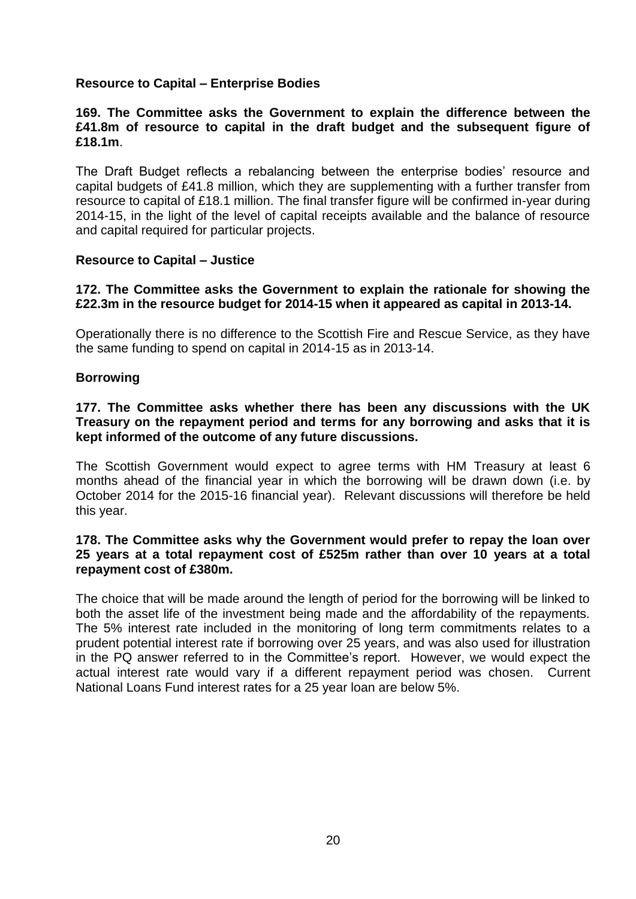### Resource to Capital – Enterprise Bodies

**169. The Committee asks the Government to explain the difference between the £41.8m of resource to capital in the draft budget and the subsequent figure of £18.1m**.

The Draft Budget reflects a rebalancing between the enterprise bodies' resource and capital budgets of £41.8 million, which they are supplementing with a further transfer from resource to capital of £18.1 million. The final transfer figure will be confirmed in-year during 2014-15, in the light of the level of capital receipts available and the balance of resource and capital required for particular projects.

### Resource to Capital – Justice

**172. The Committee asks the Government to explain the rationale for showing the £22.3m in the resource budget for 2014-15 when it appeared as capital in 2013-14.**

Operationally there is no difference to the Scottish Fire and Rescue Service, as they have the same funding to spend on capital in 2014-15 as in 2013-14.

### Borrowing

**177. The Committee asks whether there has been any discussions with the UK Treasury on the repayment period and terms for any borrowing and asks that it is kept informed of the outcome of any future discussions.**

The Scottish Government would expect to agree terms with HM Treasury at least 6 months ahead of the financial year in which the borrowing will be drawn down (i.e. by October 2014 for the 2015-16 financial year). Relevant discussions will therefore be held this year.

**178. The Committee asks why the Government would prefer to repay the loan over 25 years at a total repayment cost of £525m rather than over 10 years at a total repayment cost of £380m.**

The choice that will be made around the length of period for the borrowing will be linked to both the asset life of the investment being made and the affordability of the repayments. The 5% interest rate included in the monitoring of long term commitments relates to a prudent potential interest rate if borrowing over 25 years, and was also used for illustration in the PQ answer referred to in the Committee's report. However, we would expect the actual interest rate would vary if a different repayment period was chosen. Current National Loans Fund interest rates for a 25 year loan are below 5%.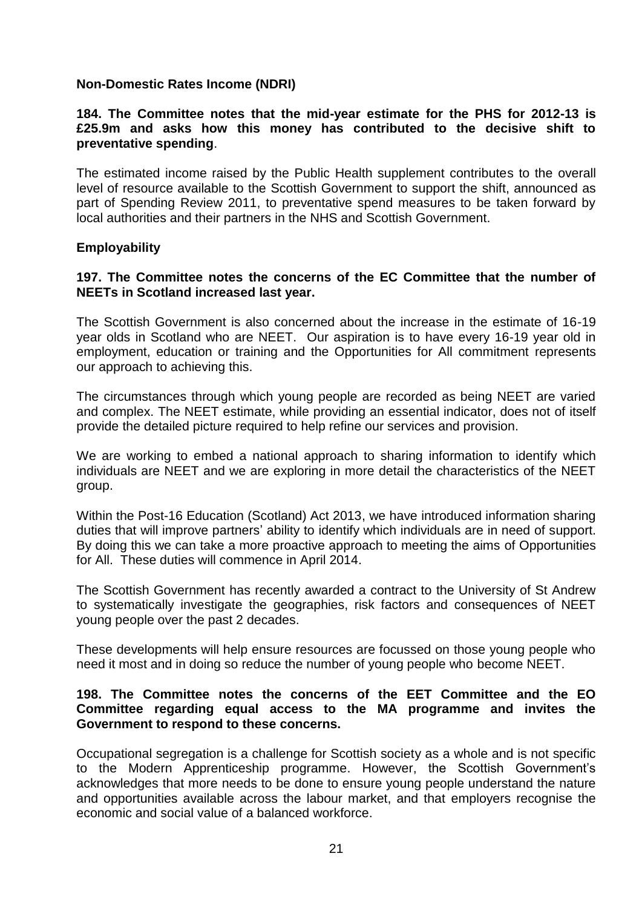**Non-Domestic Rates Income (NDRI)**

**184. The Committee notes that the mid-year estimate for the PHS for 2012-13 is £25.9m and asks how this money has contributed to the decisive shift to preventative spending**.

The estimated income raised by the Public Health supplement contributes to the overall level of resource available to the Scottish Government to support the shift, announced as part of Spending Review 2011, to preventative spend measures to be taken forward by local authorities and their partners in the NHS and Scottish Government.

**Employability**

**197. The Committee notes the concerns of the EC Committee that the number of NEETs in Scotland increased last year.**

The Scottish Government is also concerned about the increase in the estimate of 16-19 year olds in Scotland who are NEET. Our aspiration is to have every 16-19 year old in employment, education or training and the Opportunities for All commitment represents our approach to achieving this.

The circumstances through which young people are recorded as being NEET are varied and complex. The NEET estimate, while providing an essential indicator, does not of itself provide the detailed picture required to help refine our services and provision.

We are working to embed a national approach to sharing information to identify which individuals are NEET and we are exploring in more detail the characteristics of the NEET group.

Within the Post-16 Education (Scotland) Act 2013, we have introduced information sharing duties that will improve partners' ability to identify which individuals are in need of support. By doing this we can take a more proactive approach to meeting the aims of Opportunities for All. These duties will commence in April 2014.

The Scottish Government has recently awarded a contract to the University of St Andrew to systematically investigate the geographies, risk factors and consequences of NEET young people over the past 2 decades.

These developments will help ensure resources are focussed on those young people who need it most and in doing so reduce the number of young people who become NEET.

**198. The Committee notes the concerns of the EET Committee and the EO Committee regarding equal access to the MA programme and invites the Government to respond to these concerns.**

Occupational segregation is a challenge for Scottish society as a whole and is not specific to the Modern Apprenticeship programme. However, the Scottish Government's acknowledges that more needs to be done to ensure young people understand the nature and opportunities available across the labour market, and that employers recognise the economic and social value of a balanced workforce.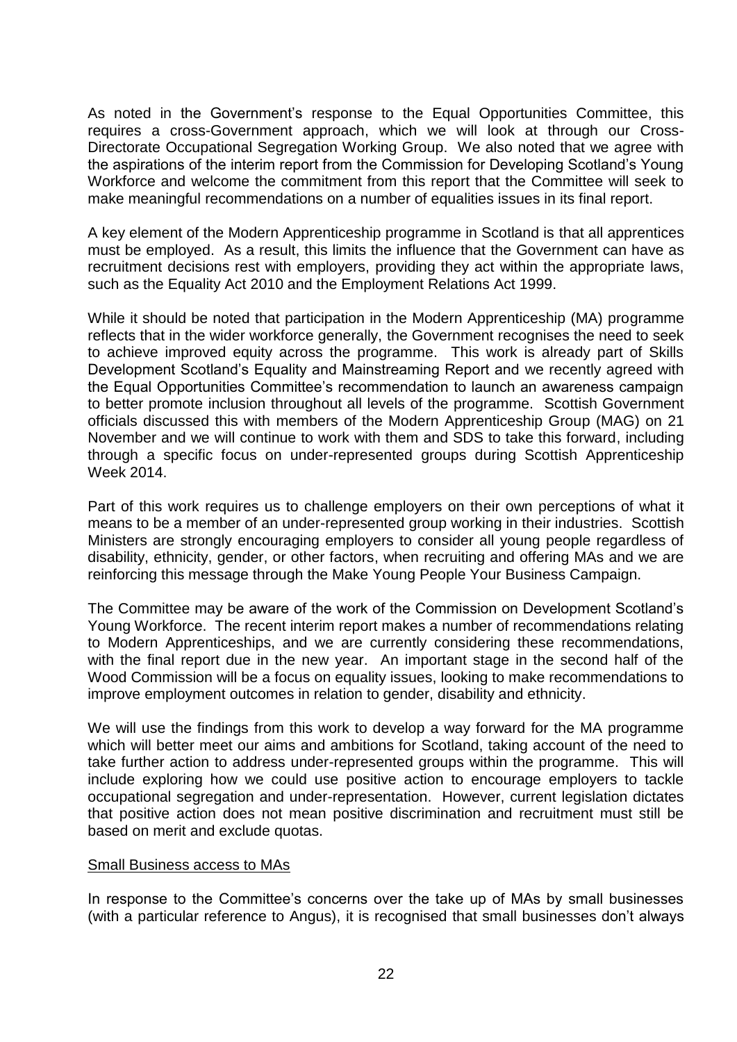As noted in the Government's response to the Equal Opportunities Committee, this requires a cross-Government approach, which we will look at through our Cross-Directorate Occupational Segregation Working Group. We also noted that we agree with the aspirations of the interim report from the Commission for Developing Scotland's Young Workforce and welcome the commitment from this report that the Committee will seek to make meaningful recommendations on a number of equalities issues in its final report.

A key element of the Modern Apprenticeship programme in Scotland is that all apprentices must be employed. As a result, this limits the influence that the Government can have as recruitment decisions rest with employers, providing they act within the appropriate laws, such as the Equality Act 2010 and the Employment Relations Act 1999.

While it should be noted that participation in the Modern Apprenticeship (MA) programme reflects that in the wider workforce generally, the Government recognises the need to seek to achieve improved equity across the programme. This work is already part of Skills Development Scotland's Equality and Mainstreaming Report and we recently agreed with the Equal Opportunities Committee's recommendation to launch an awareness campaign to better promote inclusion throughout all levels of the programme. Scottish Government officials discussed this with members of the Modern Apprenticeship Group (MAG) on 21 November and we will continue to work with them and SDS to take this forward, including through a specific focus on under-represented groups during Scottish Apprenticeship Week 2014.

Part of this work requires us to challenge employers on their own perceptions of what it means to be a member of an under-represented group working in their industries. Scottish Ministers are strongly encouraging employers to consider all young people regardless of disability, ethnicity, gender, or other factors, when recruiting and offering MAs and we are reinforcing this message through the Make Young People Your Business Campaign.

The Committee may be aware of the work of the Commission on Development Scotland's Young Workforce. The recent interim report makes a number of recommendations relating to Modern Apprenticeships, and we are currently considering these recommendations, with the final report due in the new year. An important stage in the second half of the Wood Commission will be a focus on equality issues, looking to make recommendations to improve employment outcomes in relation to gender, disability and ethnicity.

We will use the findings from this work to develop a way forward for the MA programme which will better meet our aims and ambitions for Scotland, taking account of the need to take further action to address under-represented groups within the programme. This will include exploring how we could use positive action to encourage employers to tackle occupational segregation and under-representation. However, current legislation dictates that positive action does not mean positive discrimination and recruitment must still be based on merit and exclude quotas.

Small Business access to MAs

In response to the Committee's concerns over the take up of MAs by small businesses (with a particular reference to Angus), it is recognised that small businesses don't always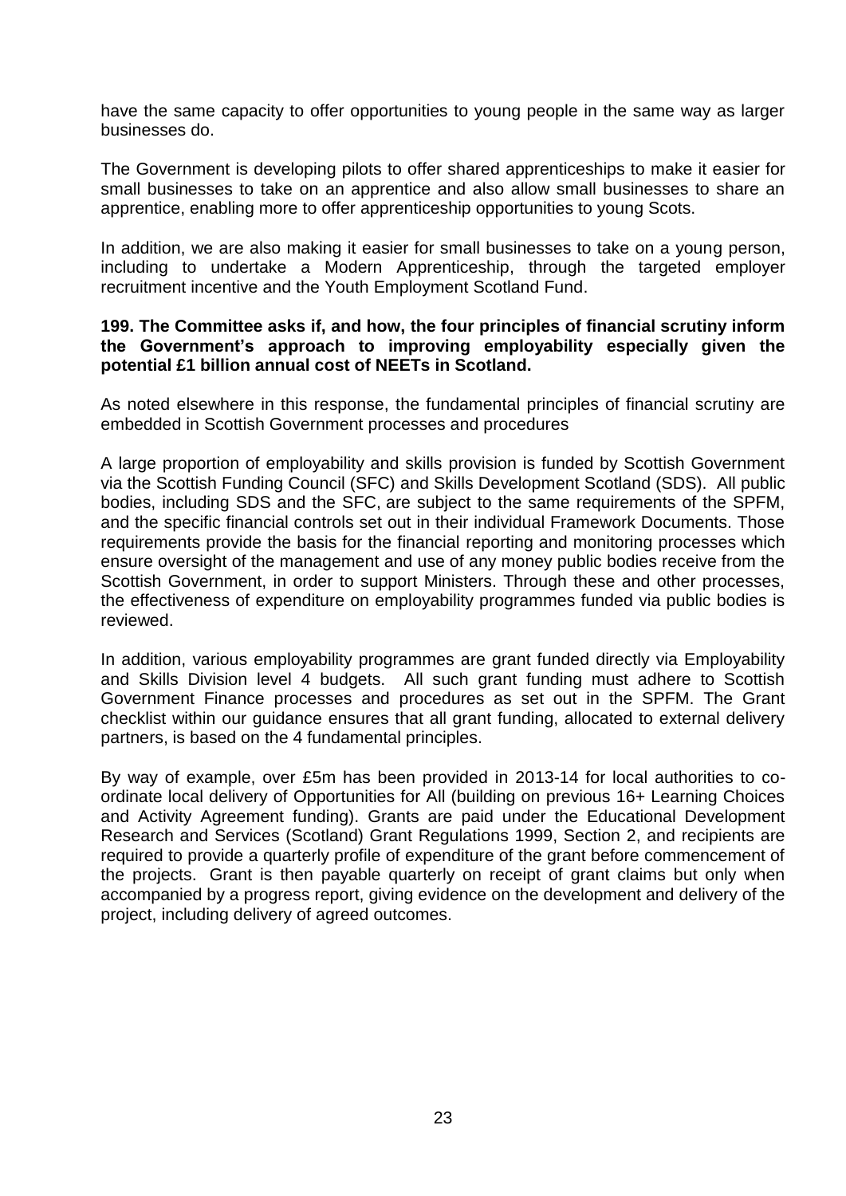have the same capacity to offer opportunities to young people in the same way as larger businesses do.

The Government is developing pilots to offer shared apprenticeships to make it easier for small businesses to take on an apprentice and also allow small businesses to share an apprentice, enabling more to offer apprenticeship opportunities to young Scots.

In addition, we are also making it easier for small businesses to take on a young person, including to undertake a Modern Apprenticeship, through the targeted employer recruitment incentive and the Youth Employment Scotland Fund.

**199. The Committee asks if, and how, the four principles of financial scrutiny inform the Government's approach to improving employability especially given the potential £1 billion annual cost of NEETs in Scotland.**

As noted elsewhere in this response, the fundamental principles of financial scrutiny are embedded in Scottish Government processes and procedures

A large proportion of employability and skills provision is funded by Scottish Government via the Scottish Funding Council (SFC) and Skills Development Scotland (SDS). All public bodies, including SDS and the SFC, are subject to the same requirements of the SPFM, and the specific financial controls set out in their individual Framework Documents. Those requirements provide the basis for the financial reporting and monitoring processes which ensure oversight of the management and use of any money public bodies receive from the Scottish Government, in order to support Ministers. Through these and other processes, the effectiveness of expenditure on employability programmes funded via public bodies is reviewed.

In addition, various employability programmes are grant funded directly via Employability and Skills Division level 4 budgets. All such grant funding must adhere to Scottish Government Finance processes and procedures as set out in the SPFM. The Grant checklist within our guidance ensures that all grant funding, allocated to external delivery partners, is based on the 4 fundamental principles.

By way of example, over £5m has been provided in 2013-14 for local authorities to co-ordinate local delivery of Opportunities for All (building on previous 16+ Learning Choices and Activity Agreement funding). Grants are paid under the Educational Development Research and Services (Scotland) Grant Regulations 1999, Section 2, and recipients are required to provide a quarterly profile of expenditure of the grant before commencement of the projects. Grant is then payable quarterly on receipt of grant claims but only when accompanied by a progress report, giving evidence on the development and delivery of the project, including delivery of agreed outcomes.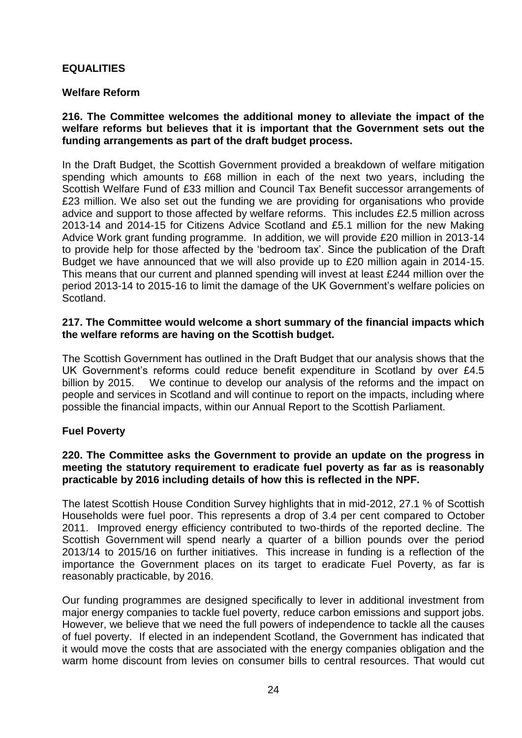## EQUALITIES

### Welfare Reform

**216. The Committee welcomes the additional money to alleviate the impact of the welfare reforms but believes that it is important that the Government sets out the funding arrangements as part of the draft budget process.**

In the Draft Budget, the Scottish Government provided a breakdown of welfare mitigation spending which amounts to £68 million in each of the next two years, including the Scottish Welfare Fund of £33 million and Council Tax Benefit successor arrangements of £23 million. We also set out the funding we are providing for organisations who provide advice and support to those affected by welfare reforms. This includes £2.5 million across 2013-14 and 2014-15 for Citizens Advice Scotland and £5.1 million for the new Making Advice Work grant funding programme. In addition, we will provide £20 million in 2013-14 to provide help for those affected by the 'bedroom tax'. Since the publication of the Draft Budget we have announced that we will also provide up to £20 million again in 2014-15. This means that our current and planned spending will invest at least £244 million over the period 2013-14 to 2015-16 to limit the damage of the UK Government's welfare policies on Scotland.

**217. The Committee would welcome a short summary of the financial impacts which the welfare reforms are having on the Scottish budget.**

The Scottish Government has outlined in the Draft Budget that our analysis shows that the UK Government's reforms could reduce benefit expenditure in Scotland by over £4.5 billion by 2015. We continue to develop our analysis of the reforms and the impact on people and services in Scotland and will continue to report on the impacts, including where possible the financial impacts, within our Annual Report to the Scottish Parliament.

### Fuel Poverty

**220. The Committee asks the Government to provide an update on the progress in meeting the statutory requirement to eradicate fuel poverty as far as is reasonably practicable by 2016 including details of how this is reflected in the NPF.**

The latest Scottish House Condition Survey highlights that in mid-2012, 27.1 % of Scottish Households were fuel poor. This represents a drop of 3.4 per cent compared to October 2011. Improved energy efficiency contributed to two-thirds of the reported decline. The Scottish Government will spend nearly a quarter of a billion pounds over the period 2013/14 to 2015/16 on further initiatives. This increase in funding is a reflection of the importance the Government places on its target to eradicate Fuel Poverty, as far is reasonably practicable, by 2016.

Our funding programmes are designed specifically to lever in additional investment from major energy companies to tackle fuel poverty, reduce carbon emissions and support jobs. However, we believe that we need the full powers of independence to tackle all the causes of fuel poverty. If elected in an independent Scotland, the Government has indicated that it would move the costs that are associated with the energy companies obligation and the warm home discount from levies on consumer bills to central resources. That would cut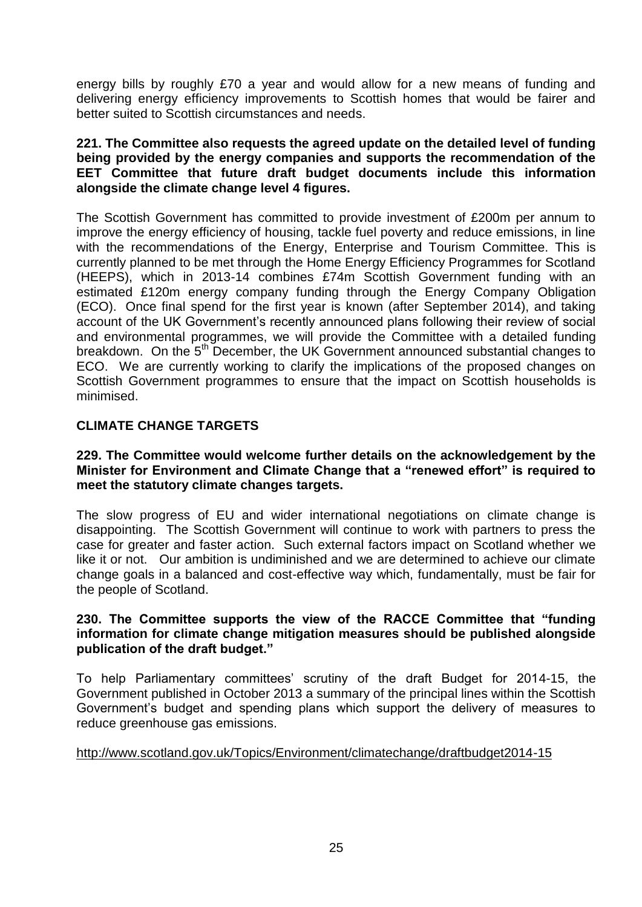energy bills by roughly £70 a year and would allow for a new means of funding and delivering energy efficiency improvements to Scottish homes that would be fairer and better suited to Scottish circumstances and needs.

**221. The Committee also requests the agreed update on the detailed level of funding being provided by the energy companies and supports the recommendation of the EET Committee that future draft budget documents include this information alongside the climate change level 4 figures.**

The Scottish Government has committed to provide investment of £200m per annum to improve the energy efficiency of housing, tackle fuel poverty and reduce emissions, in line with the recommendations of the Energy, Enterprise and Tourism Committee. This is currently planned to be met through the Home Energy Efficiency Programmes for Scotland (HEEPS), which in 2013-14 combines £74m Scottish Government funding with an estimated £120m energy company funding through the Energy Company Obligation (ECO). Once final spend for the first year is known (after September 2014), and taking account of the UK Government's recently announced plans following their review of social and environmental programmes, we will provide the Committee with a detailed funding breakdown. On the 5th December, the UK Government announced substantial changes to ECO. We are currently working to clarify the implications of the proposed changes on Scottish Government programmes to ensure that the impact on Scottish households is minimised.

## CLIMATE CHANGE TARGETS

**229. The Committee would welcome further details on the acknowledgement by the Minister for Environment and Climate Change that a "renewed effort" is required to meet the statutory climate changes targets.**

The slow progress of EU and wider international negotiations on climate change is disappointing. The Scottish Government will continue to work with partners to press the case for greater and faster action. Such external factors impact on Scotland whether we like it or not. Our ambition is undiminished and we are determined to achieve our climate change goals in a balanced and cost-effective way which, fundamentally, must be fair for the people of Scotland.

**230. The Committee supports the view of the RACCE Committee that "funding information for climate change mitigation measures should be published alongside publication of the draft budget."**

To help Parliamentary committees' scrutiny of the draft Budget for 2014-15, the Government published in October 2013 a summary of the principal lines within the Scottish Government's budget and spending plans which support the delivery of measures to reduce greenhouse gas emissions.

http://www.scotland.gov.uk/Topics/Environment/climatechange/draftbudget2014-15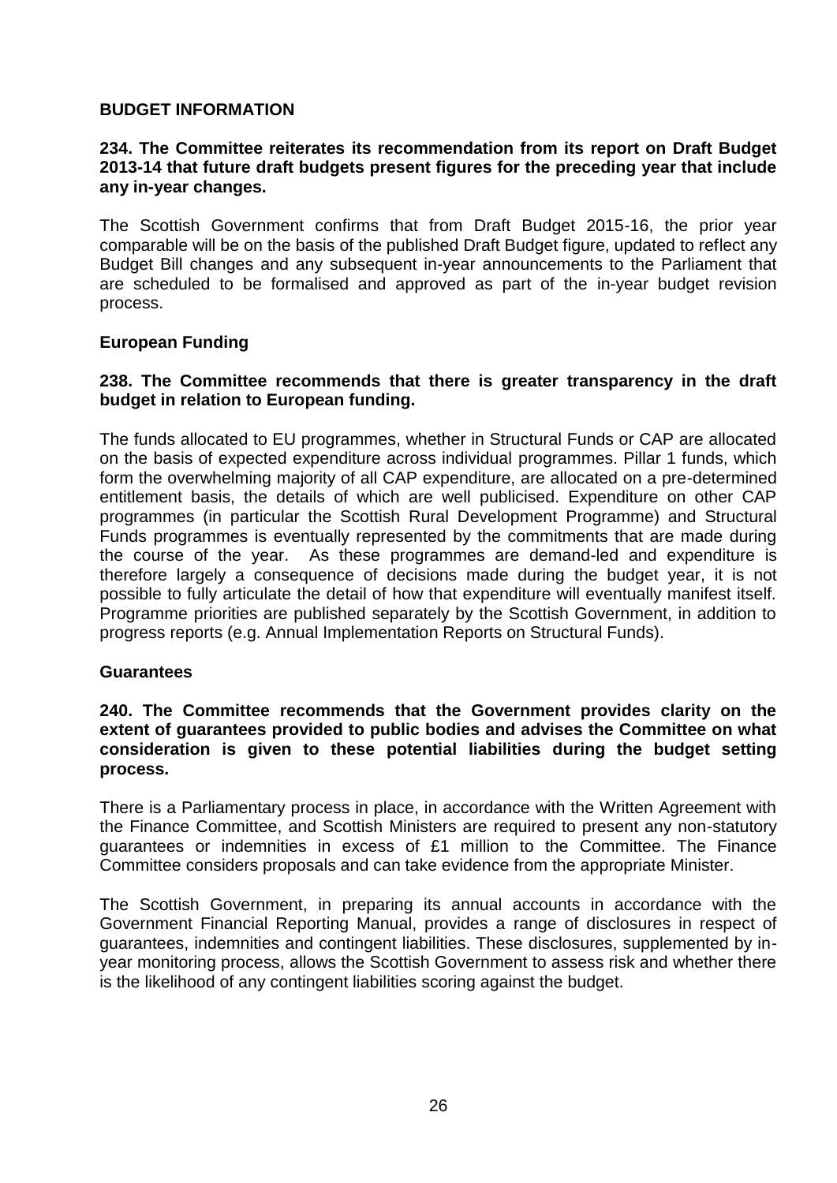## BUDGET INFORMATION

**234. The Committee reiterates its recommendation from its report on Draft Budget 2013-14 that future draft budgets present figures for the preceding year that include any in-year changes.**

The Scottish Government confirms that from Draft Budget 2015-16, the prior year comparable will be on the basis of the published Draft Budget figure, updated to reflect any Budget Bill changes and any subsequent in-year announcements to the Parliament that are scheduled to be formalised and approved as part of the in-year budget revision process.

### European Funding

**238. The Committee recommends that there is greater transparency in the draft budget in relation to European funding.**

The funds allocated to EU programmes, whether in Structural Funds or CAP are allocated on the basis of expected expenditure across individual programmes. Pillar 1 funds, which form the overwhelming majority of all CAP expenditure, are allocated on a pre-determined entitlement basis, the details of which are well publicised. Expenditure on other CAP programmes (in particular the Scottish Rural Development Programme) and Structural Funds programmes is eventually represented by the commitments that are made during the course of the year. As these programmes are demand-led and expenditure is therefore largely a consequence of decisions made during the budget year, it is not possible to fully articulate the detail of how that expenditure will eventually manifest itself. Programme priorities are published separately by the Scottish Government, in addition to progress reports (e.g. Annual Implementation Reports on Structural Funds).

### Guarantees

**240. The Committee recommends that the Government provides clarity on the extent of guarantees provided to public bodies and advises the Committee on what consideration is given to these potential liabilities during the budget setting process.**

There is a Parliamentary process in place, in accordance with the Written Agreement with the Finance Committee, and Scottish Ministers are required to present any non-statutory guarantees or indemnities in excess of £1 million to the Committee. The Finance Committee considers proposals and can take evidence from the appropriate Minister.

The Scottish Government, in preparing its annual accounts in accordance with the Government Financial Reporting Manual, provides a range of disclosures in respect of guarantees, indemnities and contingent liabilities. These disclosures, supplemented by in-year monitoring process, allows the Scottish Government to assess risk and whether there is the likelihood of any contingent liabilities scoring against the budget.